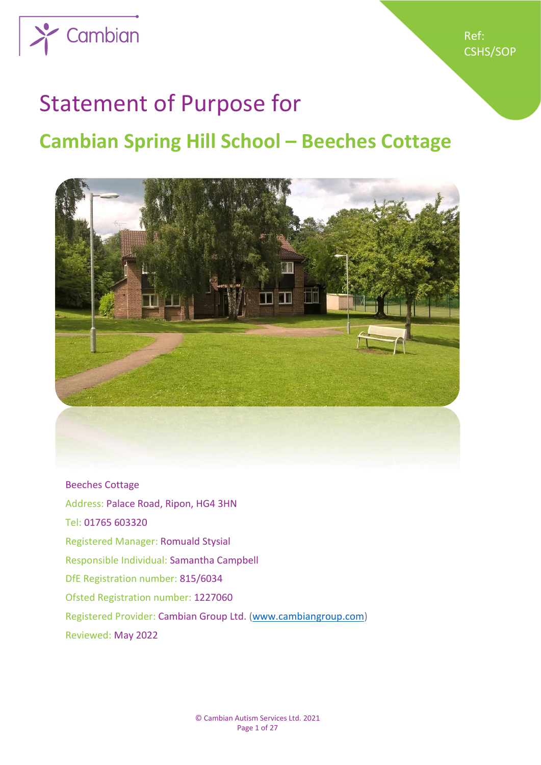Cambian

Ref: CSHS/SOP

# Statement of Purpose for

## Cambian Spring Hill School – Beeches Cottage

Beeches Cottage

Address: Palace Road, Ripon, HG4 3HN

Tel: 01765 603320

Registered Manager: Romuald Stysial

Responsible Individual: Samantha Campbell

DfE Registration number: 815/6034

Ofsted Registration number: 1227060

Registered Provider: Cambian Group Ltd. (www.cambiangroup.com)

Reviewed: May 2022

© Cambian Autism Services Ltd. 2021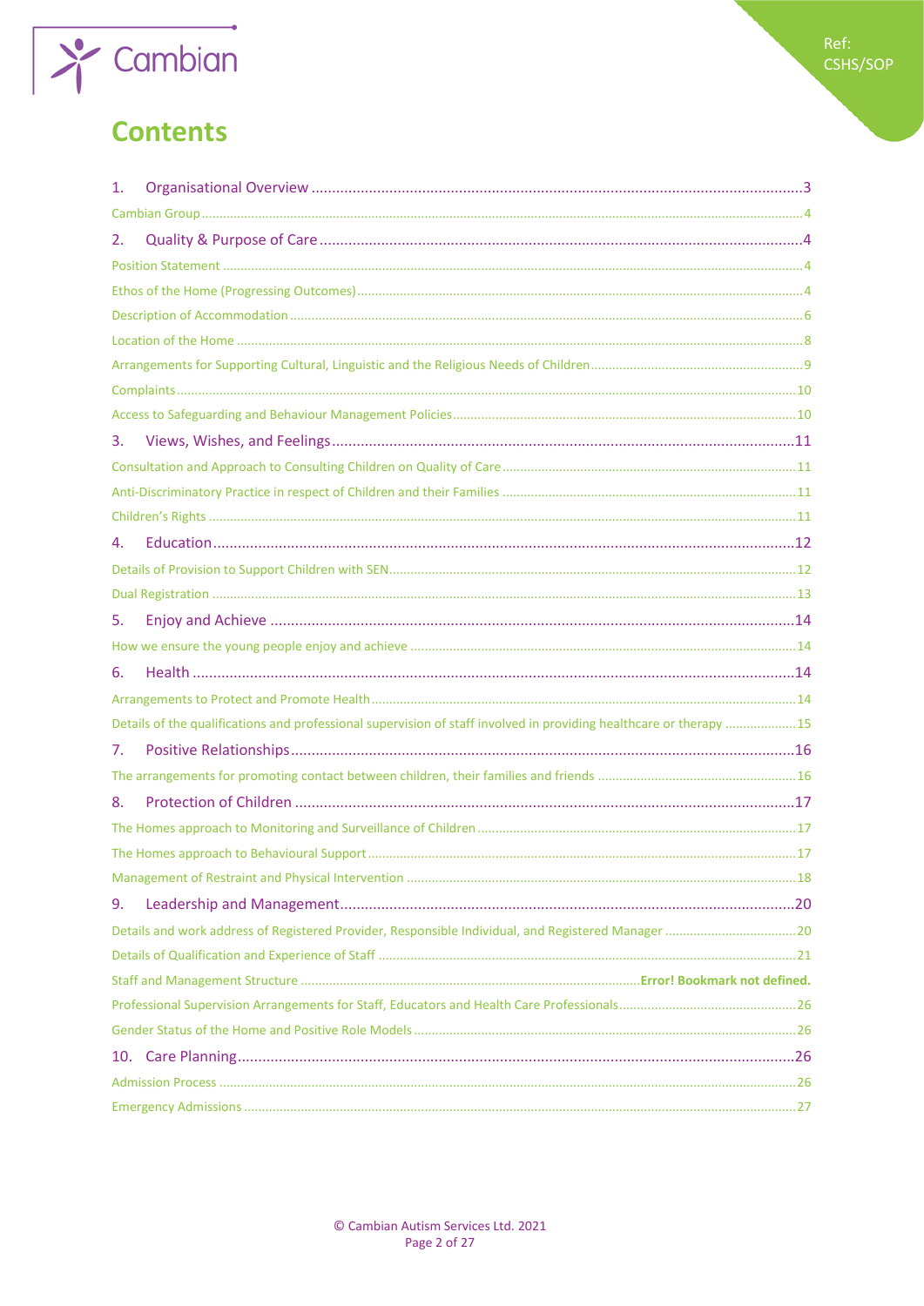# Contents

1. Organisational Overview ....3
   - Cambian Group ....4
2. Quality & Purpose of Care ....4
   - Position Statement ....4
   - Ethos of the Home (Progressing Outcomes) ....4
   - Description of Accommodation ....6
   - Location of the Home ....8
   - Arrangements for Supporting Cultural, Linguistic and the Religious Needs of Children ....9
   - Complaints ....10
   - Access to Safeguarding and Behaviour Management Policies ....10
3. Views, Wishes, and Feelings ....11
   - Consultation and Approach to Consulting Children on Quality of Care ....11
   - Anti-Discriminatory Practice in respect of Children and their Families ....11
   - Children's Rights ....11
4. Education ....12
   - Details of Provision to Support Children with SEN ....12
   - Dual Registration ....13
5. Enjoy and Achieve ....14
   - How we ensure the young people enjoy and achieve ....14
6. Health ....14
   - Arrangements to Protect and Promote Health ....14
   - Details of the qualifications and professional supervision of staff involved in providing healthcare or therapy ....15
7. Positive Relationships ....16
   - The arrangements for promoting contact between children, their families and friends ....16
8. Protection of Children ....17
   - The Homes approach to Monitoring and Surveillance of Children ....17
   - The Homes approach to Behavioural Support ....17
   - Management of Restraint and Physical Intervention ....18
9. Leadership and Management ....20
   - Details and work address of Registered Provider, Responsible Individual, and Registered Manager ....20
   - Details of Qualification and Experience of Staff ....21
   - Staff and Management Structure ....**Error! Bookmark not defined.**
   - Professional Supervision Arrangements for Staff, Educators and Health Care Professionals ....26
   - Gender Status of the Home and Positive Role Models ....26
10. Care Planning ....26
    - Admission Process ....26
    - Emergency Admissions ....27

© Cambian Autism Services Ltd. 2021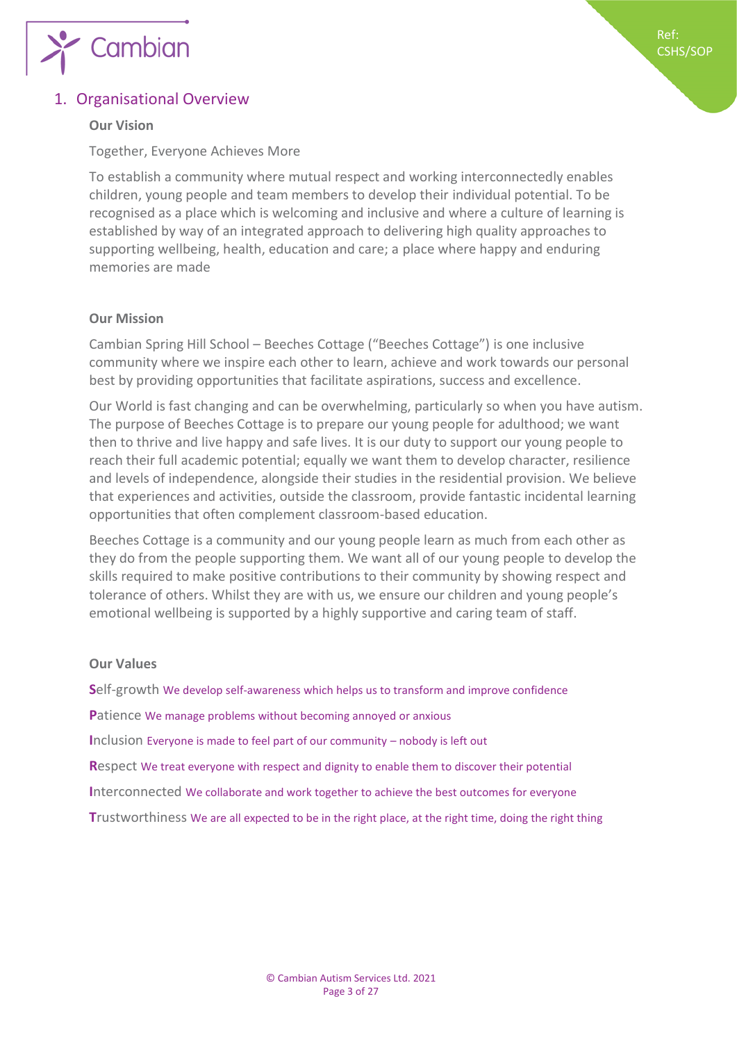## 1. Organisational Overview

### Our Vision

Together, Everyone Achieves More

To establish a community where mutual respect and working interconnectedly enables children, young people and team members to develop their individual potential. To be recognised as a place which is welcoming and inclusive and where a culture of learning is established by way of an integrated approach to delivering high quality approaches to supporting wellbeing, health, education and care; a place where happy and enduring memories are made

### Our Mission

Cambian Spring Hill School – Beeches Cottage ("Beeches Cottage") is one inclusive community where we inspire each other to learn, achieve and work towards our personal best by providing opportunities that facilitate aspirations, success and excellence.

Our World is fast changing and can be overwhelming, particularly so when you have autism. The purpose of Beeches Cottage is to prepare our young people for adulthood; we want then to thrive and live happy and safe lives. It is our duty to support our young people to reach their full academic potential; equally we want them to develop character, resilience and levels of independence, alongside their studies in the residential provision. We believe that experiences and activities, outside the classroom, provide fantastic incidental learning opportunities that often complement classroom-based education.

Beeches Cottage is a community and our young people learn as much from each other as they do from the people supporting them. We want all of our young people to develop the skills required to make positive contributions to their community by showing respect and tolerance of others. Whilst they are with us, we ensure our children and young people's emotional wellbeing is supported by a highly supportive and caring team of staff.

### Our Values

**S**elf-growth We develop self-awareness which helps us to transform and improve confidence

**P**atience We manage problems without becoming annoyed or anxious

**I**nclusion Everyone is made to feel part of our community – nobody is left out

**R**espect We treat everyone with respect and dignity to enable them to discover their potential

**I**nterconnected We collaborate and work together to achieve the best outcomes for everyone

**T**rustworthiness We are all expected to be in the right place, at the right time, doing the right thing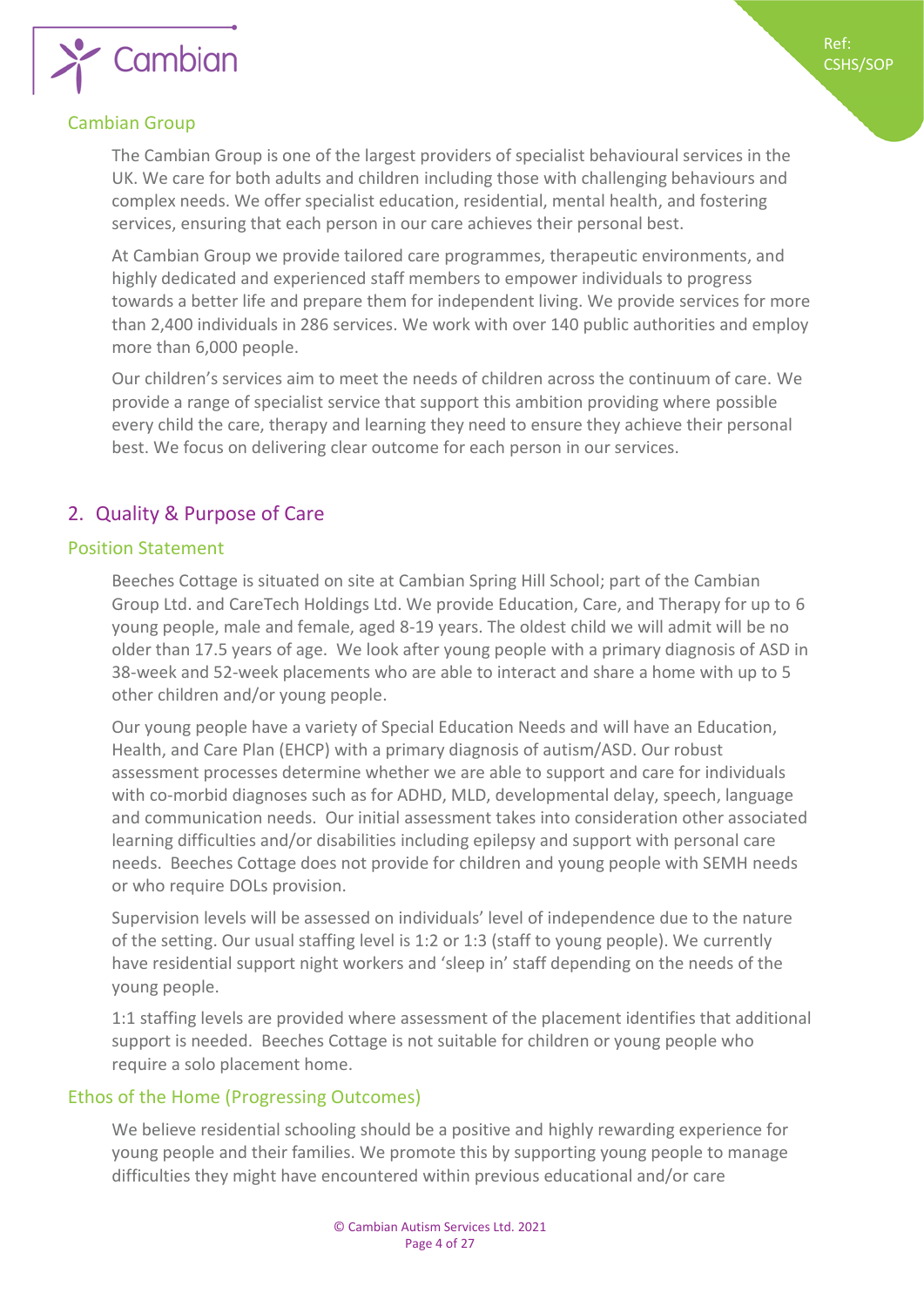### Cambian Group

The Cambian Group is one of the largest providers of specialist behavioural services in the UK. We care for both adults and children including those with challenging behaviours and complex needs. We offer specialist education, residential, mental health, and fostering services, ensuring that each person in our care achieves their personal best.

At Cambian Group we provide tailored care programmes, therapeutic environments, and highly dedicated and experienced staff members to empower individuals to progress towards a better life and prepare them for independent living. We provide services for more than 2,400 individuals in 286 services. We work with over 140 public authorities and employ more than 6,000 people.

Our children's services aim to meet the needs of children across the continuum of care. We provide a range of specialist service that support this ambition providing where possible every child the care, therapy and learning they need to ensure they achieve their personal best. We focus on delivering clear outcome for each person in our services.

## 2. Quality & Purpose of Care

### Position Statement

Beeches Cottage is situated on site at Cambian Spring Hill School; part of the Cambian Group Ltd. and CareTech Holdings Ltd. We provide Education, Care, and Therapy for up to 6 young people, male and female, aged 8-19 years. The oldest child we will admit will be no older than 17.5 years of age. We look after young people with a primary diagnosis of ASD in 38-week and 52-week placements who are able to interact and share a home with up to 5 other children and/or young people.

Our young people have a variety of Special Education Needs and will have an Education, Health, and Care Plan (EHCP) with a primary diagnosis of autism/ASD. Our robust assessment processes determine whether we are able to support and care for individuals with co-morbid diagnoses such as for ADHD, MLD, developmental delay, speech, language and communication needs. Our initial assessment takes into consideration other associated learning difficulties and/or disabilities including epilepsy and support with personal care needs. Beeches Cottage does not provide for children and young people with SEMH needs or who require DOLs provision.

Supervision levels will be assessed on individuals' level of independence due to the nature of the setting. Our usual staffing level is 1:2 or 1:3 (staff to young people). We currently have residential support night workers and 'sleep in' staff depending on the needs of the young people.

1:1 staffing levels are provided where assessment of the placement identifies that additional support is needed. Beeches Cottage is not suitable for children or young people who require a solo placement home.

### Ethos of the Home (Progressing Outcomes)

We believe residential schooling should be a positive and highly rewarding experience for young people and their families. We promote this by supporting young people to manage difficulties they might have encountered within previous educational and/or care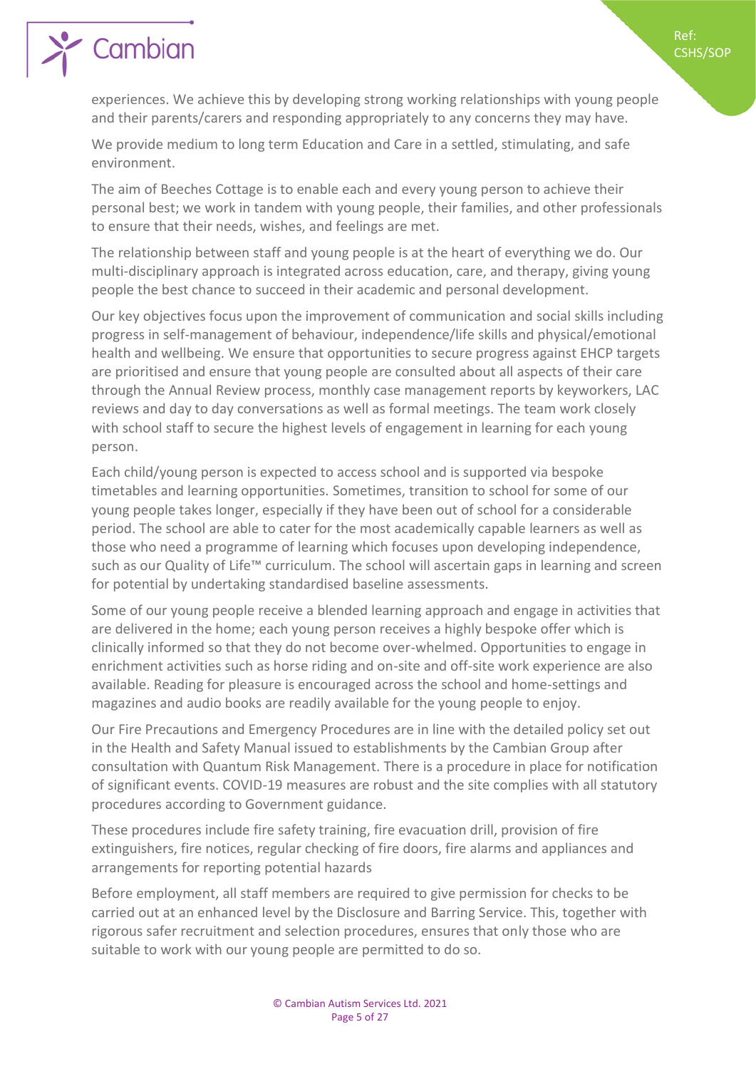experiences. We achieve this by developing strong working relationships with young people and their parents/carers and responding appropriately to any concerns they may have.

We provide medium to long term Education and Care in a settled, stimulating, and safe environment.

The aim of Beeches Cottage is to enable each and every young person to achieve their personal best; we work in tandem with young people, their families, and other professionals to ensure that their needs, wishes, and feelings are met.

The relationship between staff and young people is at the heart of everything we do. Our multi-disciplinary approach is integrated across education, care, and therapy, giving young people the best chance to succeed in their academic and personal development.

Our key objectives focus upon the improvement of communication and social skills including progress in self-management of behaviour, independence/life skills and physical/emotional health and wellbeing. We ensure that opportunities to secure progress against EHCP targets are prioritised and ensure that young people are consulted about all aspects of their care through the Annual Review process, monthly case management reports by keyworkers, LAC reviews and day to day conversations as well as formal meetings. The team work closely with school staff to secure the highest levels of engagement in learning for each young person.

Each child/young person is expected to access school and is supported via bespoke timetables and learning opportunities. Sometimes, transition to school for some of our young people takes longer, especially if they have been out of school for a considerable period. The school are able to cater for the most academically capable learners as well as those who need a programme of learning which focuses upon developing independence, such as our Quality of Life™ curriculum. The school will ascertain gaps in learning and screen for potential by undertaking standardised baseline assessments.

Some of our young people receive a blended learning approach and engage in activities that are delivered in the home; each young person receives a highly bespoke offer which is clinically informed so that they do not become over-whelmed. Opportunities to engage in enrichment activities such as horse riding and on-site and off-site work experience are also available. Reading for pleasure is encouraged across the school and home-settings and magazines and audio books are readily available for the young people to enjoy.

Our Fire Precautions and Emergency Procedures are in line with the detailed policy set out in the Health and Safety Manual issued to establishments by the Cambian Group after consultation with Quantum Risk Management. There is a procedure in place for notification of significant events. COVID-19 measures are robust and the site complies with all statutory procedures according to Government guidance.

These procedures include fire safety training, fire evacuation drill, provision of fire extinguishers, fire notices, regular checking of fire doors, fire alarms and appliances and arrangements for reporting potential hazards

Before employment, all staff members are required to give permission for checks to be carried out at an enhanced level by the Disclosure and Barring Service. This, together with rigorous safer recruitment and selection procedures, ensures that only those who are suitable to work with our young people are permitted to do so.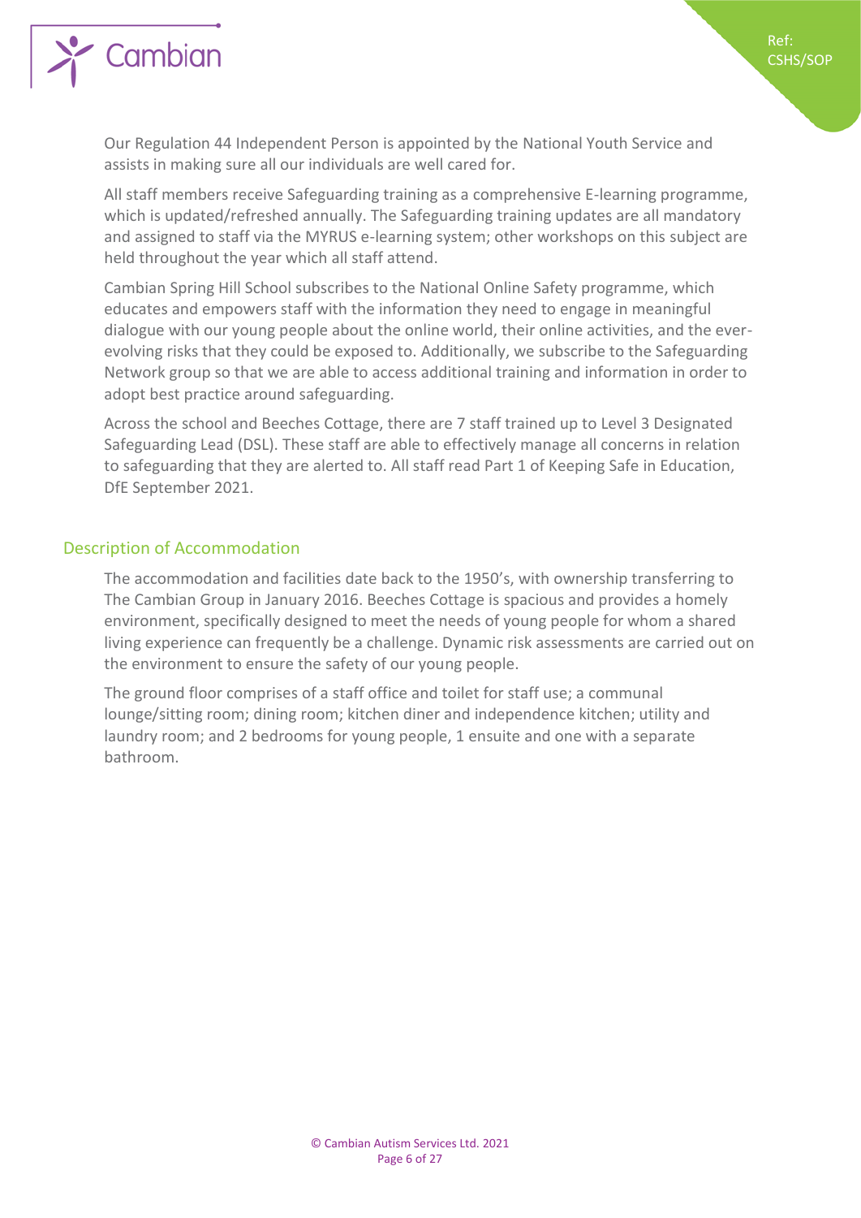Our Regulation 44 Independent Person is appointed by the National Youth Service and assists in making sure all our individuals are well cared for.

All staff members receive Safeguarding training as a comprehensive E-learning programme, which is updated/refreshed annually. The Safeguarding training updates are all mandatory and assigned to staff via the MYRUS e-learning system; other workshops on this subject are held throughout the year which all staff attend.

Cambian Spring Hill School subscribes to the National Online Safety programme, which educates and empowers staff with the information they need to engage in meaningful dialogue with our young people about the online world, their online activities, and the ever-evolving risks that they could be exposed to. Additionally, we subscribe to the Safeguarding Network group so that we are able to access additional training and information in order to adopt best practice around safeguarding.

Across the school and Beeches Cottage, there are 7 staff trained up to Level 3 Designated Safeguarding Lead (DSL). These staff are able to effectively manage all concerns in relation to safeguarding that they are alerted to. All staff read Part 1 of Keeping Safe in Education, DfE September 2021.

## Description of Accommodation

The accommodation and facilities date back to the 1950's, with ownership transferring to The Cambian Group in January 2016. Beeches Cottage is spacious and provides a homely environment, specifically designed to meet the needs of young people for whom a shared living experience can frequently be a challenge. Dynamic risk assessments are carried out on the environment to ensure the safety of our young people.

The ground floor comprises of a staff office and toilet for staff use; a communal lounge/sitting room; dining room; kitchen diner and independence kitchen; utility and laundry room; and 2 bedrooms for young people, 1 ensuite and one with a separate bathroom.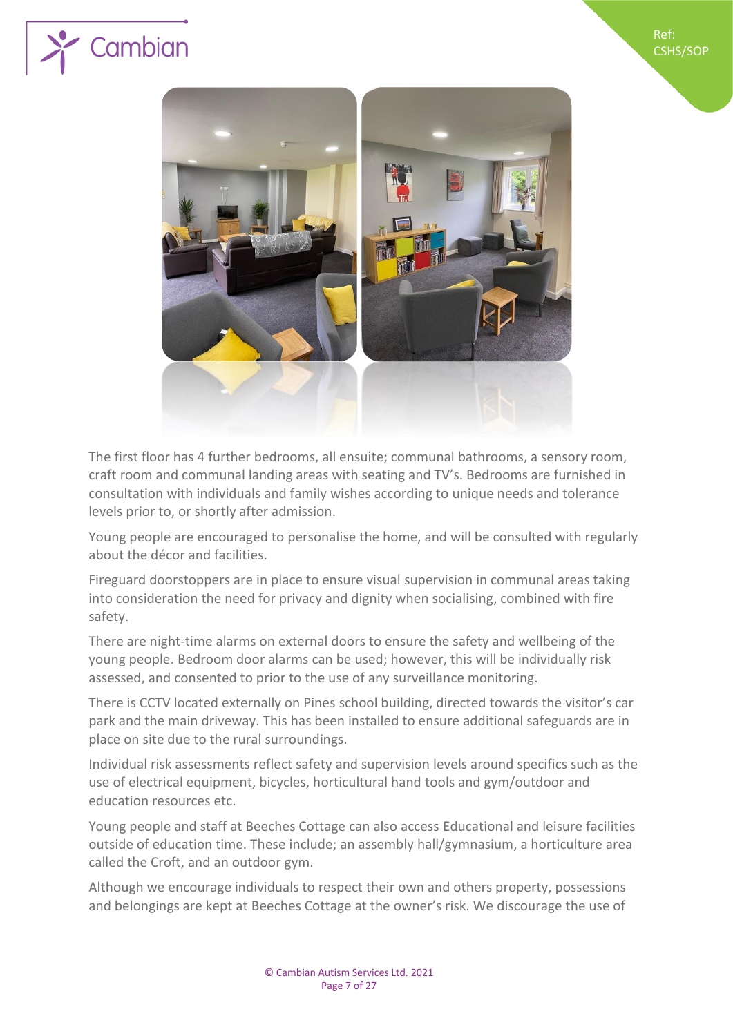The first floor has 4 further bedrooms, all ensuite; communal bathrooms, a sensory room, craft room and communal landing areas with seating and TV's. Bedrooms are furnished in consultation with individuals and family wishes according to unique needs and tolerance levels prior to, or shortly after admission.

Young people are encouraged to personalise the home, and will be consulted with regularly about the décor and facilities.

Fireguard doorstoppers are in place to ensure visual supervision in communal areas taking into consideration the need for privacy and dignity when socialising, combined with fire safety.

There are night-time alarms on external doors to ensure the safety and wellbeing of the young people. Bedroom door alarms can be used; however, this will be individually risk assessed, and consented to prior to the use of any surveillance monitoring.

There is CCTV located externally on Pines school building, directed towards the visitor's car park and the main driveway. This has been installed to ensure additional safeguards are in place on site due to the rural surroundings.

Individual risk assessments reflect safety and supervision levels around specifics such as the use of electrical equipment, bicycles, horticultural hand tools and gym/outdoor and education resources etc.

Young people and staff at Beeches Cottage can also access Educational and leisure facilities outside of education time. These include; an assembly hall/gymnasium, a horticulture area called the Croft, and an outdoor gym.

Although we encourage individuals to respect their own and others property, possessions and belongings are kept at Beeches Cottage at the owner's risk. We discourage the use of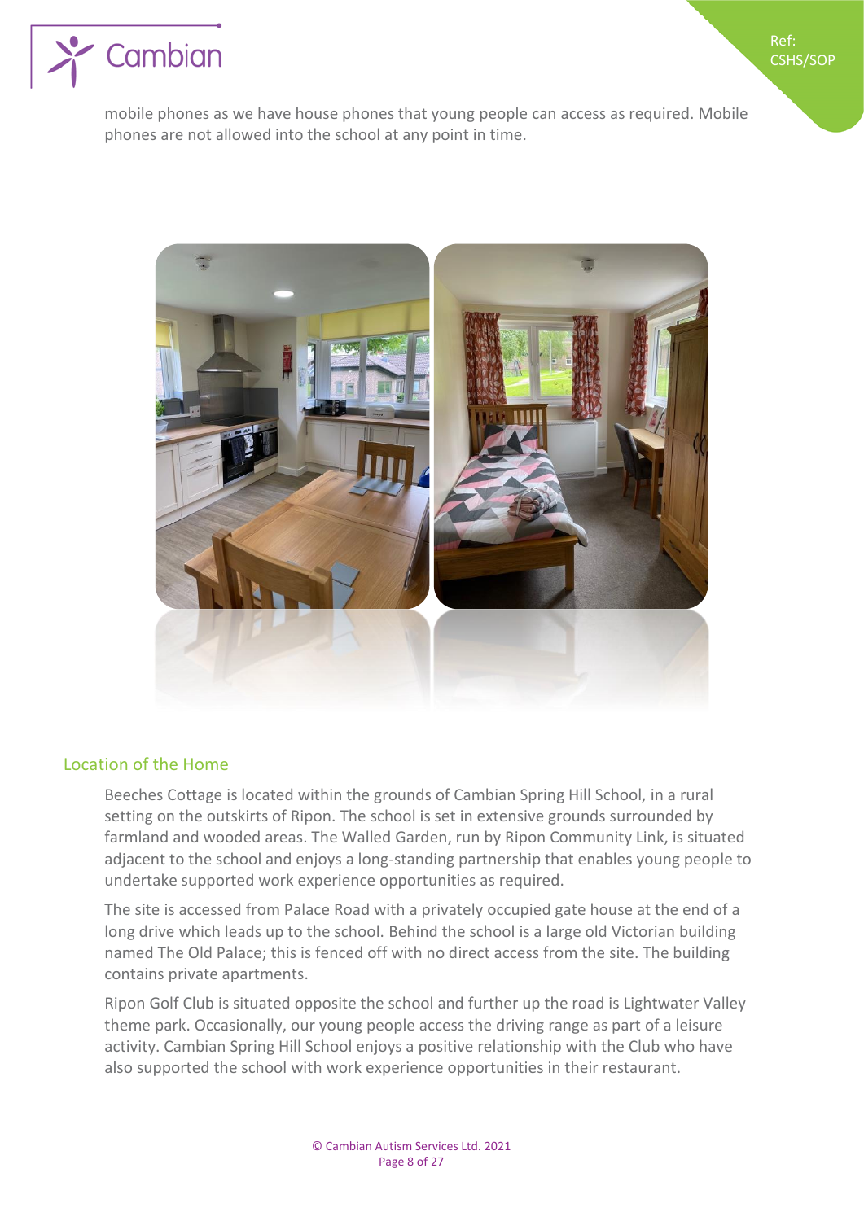mobile phones as we have house phones that young people can access as required. Mobile phones are not allowed into the school at any point in time.

## Location of the Home

Beeches Cottage is located within the grounds of Cambian Spring Hill School, in a rural setting on the outskirts of Ripon. The school is set in extensive grounds surrounded by farmland and wooded areas. The Walled Garden, run by Ripon Community Link, is situated adjacent to the school and enjoys a long-standing partnership that enables young people to undertake supported work experience opportunities as required.

The site is accessed from Palace Road with a privately occupied gate house at the end of a long drive which leads up to the school. Behind the school is a large old Victorian building named The Old Palace; this is fenced off with no direct access from the site. The building contains private apartments.

Ripon Golf Club is situated opposite the school and further up the road is Lightwater Valley theme park. Occasionally, our young people access the driving range as part of a leisure activity. Cambian Spring Hill School enjoys a positive relationship with the Club who have also supported the school with work experience opportunities in their restaurant.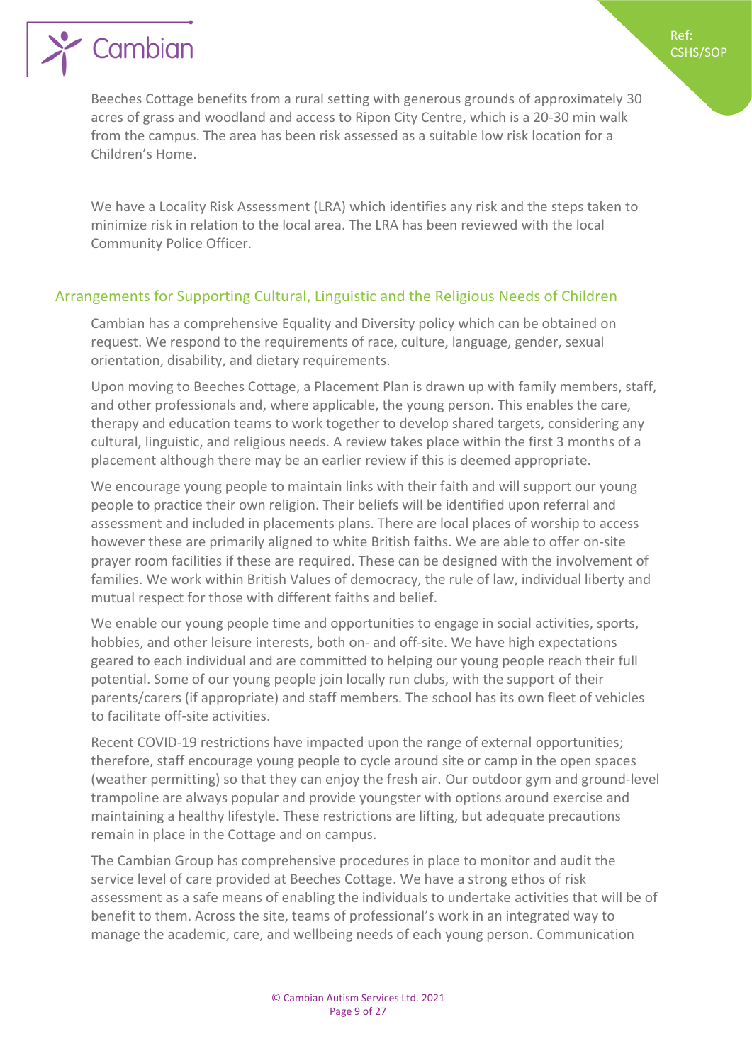Beeches Cottage benefits from a rural setting with generous grounds of approximately 30 acres of grass and woodland and access to Ripon City Centre, which is a 20-30 min walk from the campus. The area has been risk assessed as a suitable low risk location for a Children's Home.

We have a Locality Risk Assessment (LRA) which identifies any risk and the steps taken to minimize risk in relation to the local area. The LRA has been reviewed with the local Community Police Officer.

## Arrangements for Supporting Cultural, Linguistic and the Religious Needs of Children

Cambian has a comprehensive Equality and Diversity policy which can be obtained on request. We respond to the requirements of race, culture, language, gender, sexual orientation, disability, and dietary requirements.

Upon moving to Beeches Cottage, a Placement Plan is drawn up with family members, staff, and other professionals and, where applicable, the young person. This enables the care, therapy and education teams to work together to develop shared targets, considering any cultural, linguistic, and religious needs. A review takes place within the first 3 months of a placement although there may be an earlier review if this is deemed appropriate.

We encourage young people to maintain links with their faith and will support our young people to practice their own religion. Their beliefs will be identified upon referral and assessment and included in placements plans. There are local places of worship to access however these are primarily aligned to white British faiths. We are able to offer on-site prayer room facilities if these are required. These can be designed with the involvement of families. We work within British Values of democracy, the rule of law, individual liberty and mutual respect for those with different faiths and belief.

We enable our young people time and opportunities to engage in social activities, sports, hobbies, and other leisure interests, both on- and off-site. We have high expectations geared to each individual and are committed to helping our young people reach their full potential. Some of our young people join locally run clubs, with the support of their parents/carers (if appropriate) and staff members. The school has its own fleet of vehicles to facilitate off-site activities.

Recent COVID-19 restrictions have impacted upon the range of external opportunities; therefore, staff encourage young people to cycle around site or camp in the open spaces (weather permitting) so that they can enjoy the fresh air. Our outdoor gym and ground-level trampoline are always popular and provide youngster with options around exercise and maintaining a healthy lifestyle. These restrictions are lifting, but adequate precautions remain in place in the Cottage and on campus.

The Cambian Group has comprehensive procedures in place to monitor and audit the service level of care provided at Beeches Cottage. We have a strong ethos of risk assessment as a safe means of enabling the individuals to undertake activities that will be of benefit to them. Across the site, teams of professional's work in an integrated way to manage the academic, care, and wellbeing needs of each young person. Communication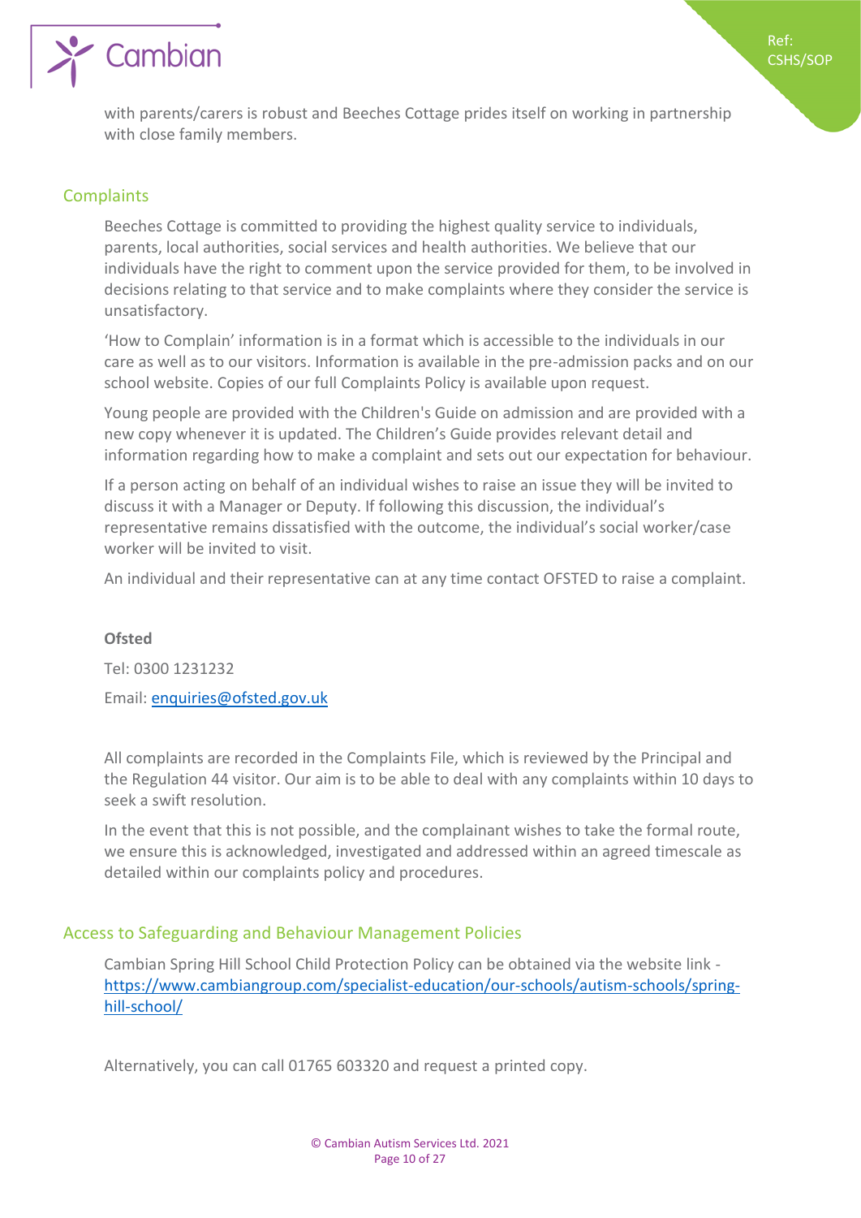with parents/carers is robust and Beeches Cottage prides itself on working in partnership with close family members.

## Complaints

Beeches Cottage is committed to providing the highest quality service to individuals, parents, local authorities, social services and health authorities. We believe that our individuals have the right to comment upon the service provided for them, to be involved in decisions relating to that service and to make complaints where they consider the service is unsatisfactory.

'How to Complain' information is in a format which is accessible to the individuals in our care as well as to our visitors. Information is available in the pre-admission packs and on our school website. Copies of our full Complaints Policy is available upon request.

Young people are provided with the Children's Guide on admission and are provided with a new copy whenever it is updated. The Children's Guide provides relevant detail and information regarding how to make a complaint and sets out our expectation for behaviour.

If a person acting on behalf of an individual wishes to raise an issue they will be invited to discuss it with a Manager or Deputy. If following this discussion, the individual's representative remains dissatisfied with the outcome, the individual's social worker/case worker will be invited to visit.

An individual and their representative can at any time contact OFSTED to raise a complaint.

**Ofsted**

Tel: 0300 1231232

Email: enquiries@ofsted.gov.uk

All complaints are recorded in the Complaints File, which is reviewed by the Principal and the Regulation 44 visitor. Our aim is to be able to deal with any complaints within 10 days to seek a swift resolution.

In the event that this is not possible, and the complainant wishes to take the formal route, we ensure this is acknowledged, investigated and addressed within an agreed timescale as detailed within our complaints policy and procedures.

## Access to Safeguarding and Behaviour Management Policies

Cambian Spring Hill School Child Protection Policy can be obtained via the website link - https://www.cambiangroup.com/specialist-education/our-schools/autism-schools/spring-hill-school/

Alternatively, you can call 01765 603320 and request a printed copy.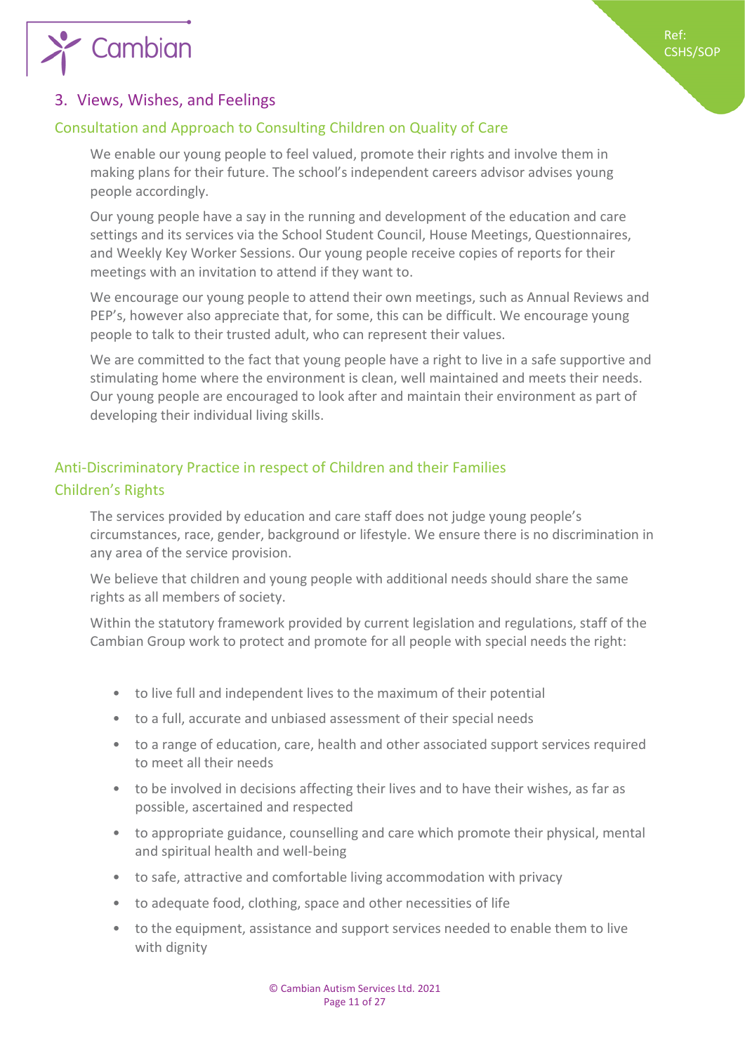## 3. Views, Wishes, and Feelings

### Consultation and Approach to Consulting Children on Quality of Care

We enable our young people to feel valued, promote their rights and involve them in making plans for their future. The school's independent careers advisor advises young people accordingly.

Our young people have a say in the running and development of the education and care settings and its services via the School Student Council, House Meetings, Questionnaires, and Weekly Key Worker Sessions. Our young people receive copies of reports for their meetings with an invitation to attend if they want to.

We encourage our young people to attend their own meetings, such as Annual Reviews and PEP's, however also appreciate that, for some, this can be difficult. We encourage young people to talk to their trusted adult, who can represent their values.

We are committed to the fact that young people have a right to live in a safe supportive and stimulating home where the environment is clean, well maintained and meets their needs. Our young people are encouraged to look after and maintain their environment as part of developing their individual living skills.

### Anti-Discriminatory Practice in respect of Children and their Families

### Children's Rights

The services provided by education and care staff does not judge young people's circumstances, race, gender, background or lifestyle. We ensure there is no discrimination in any area of the service provision.

We believe that children and young people with additional needs should share the same rights as all members of society.

Within the statutory framework provided by current legislation and regulations, staff of the Cambian Group work to protect and promote for all people with special needs the right:

- to live full and independent lives to the maximum of their potential
- to a full, accurate and unbiased assessment of their special needs
- to a range of education, care, health and other associated support services required to meet all their needs
- to be involved in decisions affecting their lives and to have their wishes, as far as possible, ascertained and respected
- to appropriate guidance, counselling and care which promote their physical, mental and spiritual health and well-being
- to safe, attractive and comfortable living accommodation with privacy
- to adequate food, clothing, space and other necessities of life
- to the equipment, assistance and support services needed to enable them to live with dignity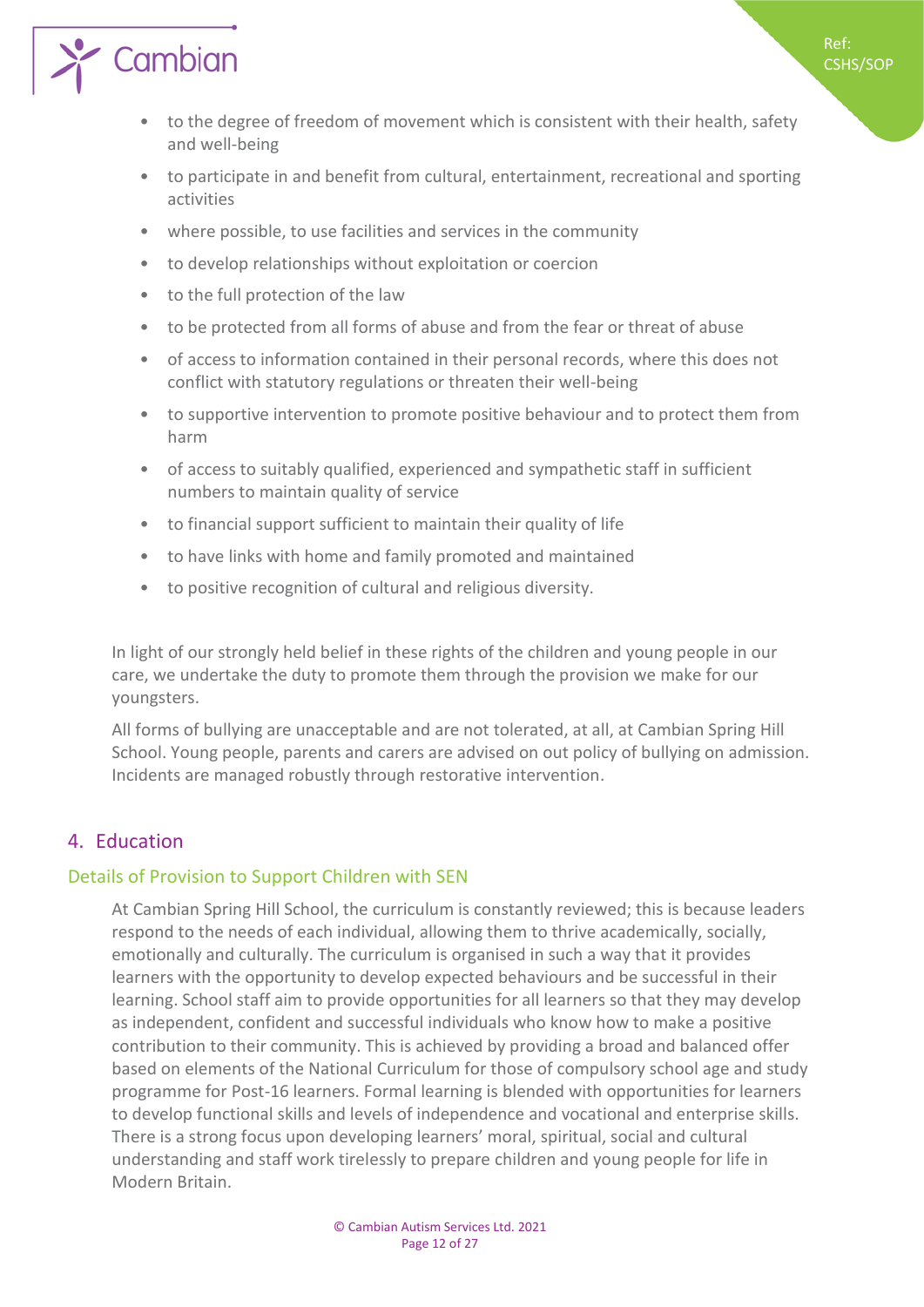- to the degree of freedom of movement which is consistent with their health, safety and well-being
- to participate in and benefit from cultural, entertainment, recreational and sporting activities
- where possible, to use facilities and services in the community
- to develop relationships without exploitation or coercion
- to the full protection of the law
- to be protected from all forms of abuse and from the fear or threat of abuse
- of access to information contained in their personal records, where this does not conflict with statutory regulations or threaten their well-being
- to supportive intervention to promote positive behaviour and to protect them from harm
- of access to suitably qualified, experienced and sympathetic staff in sufficient numbers to maintain quality of service
- to financial support sufficient to maintain their quality of life
- to have links with home and family promoted and maintained
- to positive recognition of cultural and religious diversity.

In light of our strongly held belief in these rights of the children and young people in our care, we undertake the duty to promote them through the provision we make for our youngsters.

All forms of bullying are unacceptable and are not tolerated, at all, at Cambian Spring Hill School. Young people, parents and carers are advised on out policy of bullying on admission. Incidents are managed robustly through restorative intervention.

## 4. Education

### Details of Provision to Support Children with SEN

At Cambian Spring Hill School, the curriculum is constantly reviewed; this is because leaders respond to the needs of each individual, allowing them to thrive academically, socially, emotionally and culturally. The curriculum is organised in such a way that it provides learners with the opportunity to develop expected behaviours and be successful in their learning. School staff aim to provide opportunities for all learners so that they may develop as independent, confident and successful individuals who know how to make a positive contribution to their community. This is achieved by providing a broad and balanced offer based on elements of the National Curriculum for those of compulsory school age and study programme for Post-16 learners. Formal learning is blended with opportunities for learners to develop functional skills and levels of independence and vocational and enterprise skills. There is a strong focus upon developing learners' moral, spiritual, social and cultural understanding and staff work tirelessly to prepare children and young people for life in Modern Britain.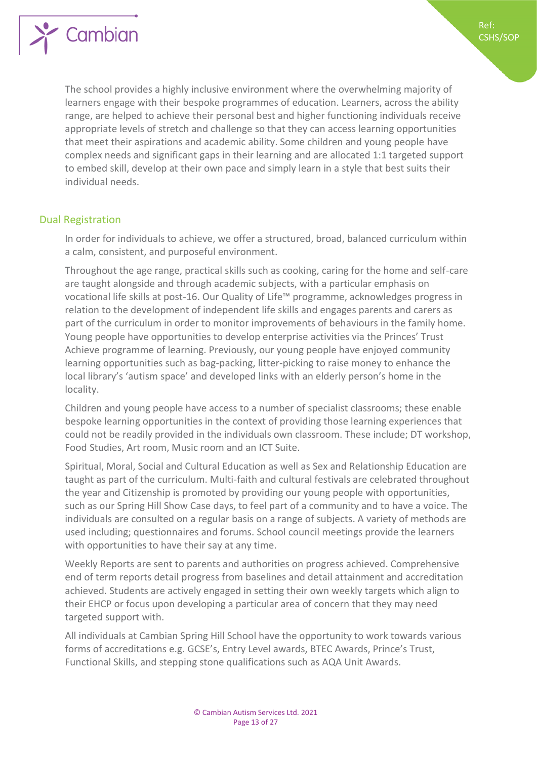The school provides a highly inclusive environment where the overwhelming majority of learners engage with their bespoke programmes of education. Learners, across the ability range, are helped to achieve their personal best and higher functioning individuals receive appropriate levels of stretch and challenge so that they can access learning opportunities that meet their aspirations and academic ability. Some children and young people have complex needs and significant gaps in their learning and are allocated 1:1 targeted support to embed skill, develop at their own pace and simply learn in a style that best suits their individual needs.

## Dual Registration

In order for individuals to achieve, we offer a structured, broad, balanced curriculum within a calm, consistent, and purposeful environment.

Throughout the age range, practical skills such as cooking, caring for the home and self-care are taught alongside and through academic subjects, with a particular emphasis on vocational life skills at post-16. Our Quality of Life™ programme, acknowledges progress in relation to the development of independent life skills and engages parents and carers as part of the curriculum in order to monitor improvements of behaviours in the family home. Young people have opportunities to develop enterprise activities via the Princes' Trust Achieve programme of learning. Previously, our young people have enjoyed community learning opportunities such as bag-packing, litter-picking to raise money to enhance the local library's 'autism space' and developed links with an elderly person's home in the locality.

Children and young people have access to a number of specialist classrooms; these enable bespoke learning opportunities in the context of providing those learning experiences that could not be readily provided in the individuals own classroom. These include; DT workshop, Food Studies, Art room, Music room and an ICT Suite.

Spiritual, Moral, Social and Cultural Education as well as Sex and Relationship Education are taught as part of the curriculum. Multi-faith and cultural festivals are celebrated throughout the year and Citizenship is promoted by providing our young people with opportunities, such as our Spring Hill Show Case days, to feel part of a community and to have a voice. The individuals are consulted on a regular basis on a range of subjects. A variety of methods are used including; questionnaires and forums. School council meetings provide the learners with opportunities to have their say at any time.

Weekly Reports are sent to parents and authorities on progress achieved. Comprehensive end of term reports detail progress from baselines and detail attainment and accreditation achieved. Students are actively engaged in setting their own weekly targets which align to their EHCP or focus upon developing a particular area of concern that they may need targeted support with.

All individuals at Cambian Spring Hill School have the opportunity to work towards various forms of accreditations e.g. GCSE's, Entry Level awards, BTEC Awards, Prince's Trust, Functional Skills, and stepping stone qualifications such as AQA Unit Awards.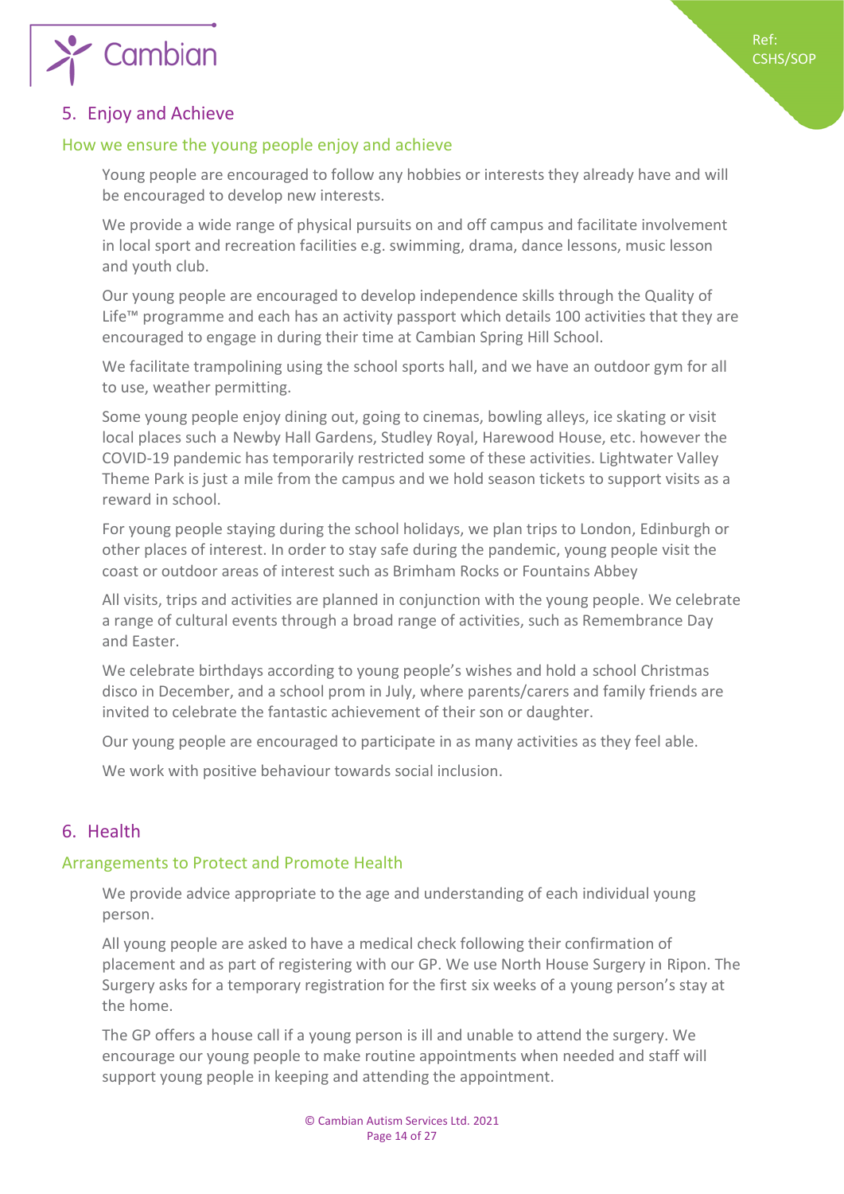## 5. Enjoy and Achieve

### How we ensure the young people enjoy and achieve

Young people are encouraged to follow any hobbies or interests they already have and will be encouraged to develop new interests.

We provide a wide range of physical pursuits on and off campus and facilitate involvement in local sport and recreation facilities e.g. swimming, drama, dance lessons, music lesson and youth club.

Our young people are encouraged to develop independence skills through the Quality of Life™ programme and each has an activity passport which details 100 activities that they are encouraged to engage in during their time at Cambian Spring Hill School.

We facilitate trampolining using the school sports hall, and we have an outdoor gym for all to use, weather permitting.

Some young people enjoy dining out, going to cinemas, bowling alleys, ice skating or visit local places such a Newby Hall Gardens, Studley Royal, Harewood House, etc. however the COVID-19 pandemic has temporarily restricted some of these activities. Lightwater Valley Theme Park is just a mile from the campus and we hold season tickets to support visits as a reward in school.

For young people staying during the school holidays, we plan trips to London, Edinburgh or other places of interest. In order to stay safe during the pandemic, young people visit the coast or outdoor areas of interest such as Brimham Rocks or Fountains Abbey

All visits, trips and activities are planned in conjunction with the young people. We celebrate a range of cultural events through a broad range of activities, such as Remembrance Day and Easter.

We celebrate birthdays according to young people's wishes and hold a school Christmas disco in December, and a school prom in July, where parents/carers and family friends are invited to celebrate the fantastic achievement of their son or daughter.

Our young people are encouraged to participate in as many activities as they feel able.

We work with positive behaviour towards social inclusion.

## 6. Health

### Arrangements to Protect and Promote Health

We provide advice appropriate to the age and understanding of each individual young person.

All young people are asked to have a medical check following their confirmation of placement and as part of registering with our GP. We use North House Surgery in Ripon. The Surgery asks for a temporary registration for the first six weeks of a young person's stay at the home.

The GP offers a house call if a young person is ill and unable to attend the surgery. We encourage our young people to make routine appointments when needed and staff will support young people in keeping and attending the appointment.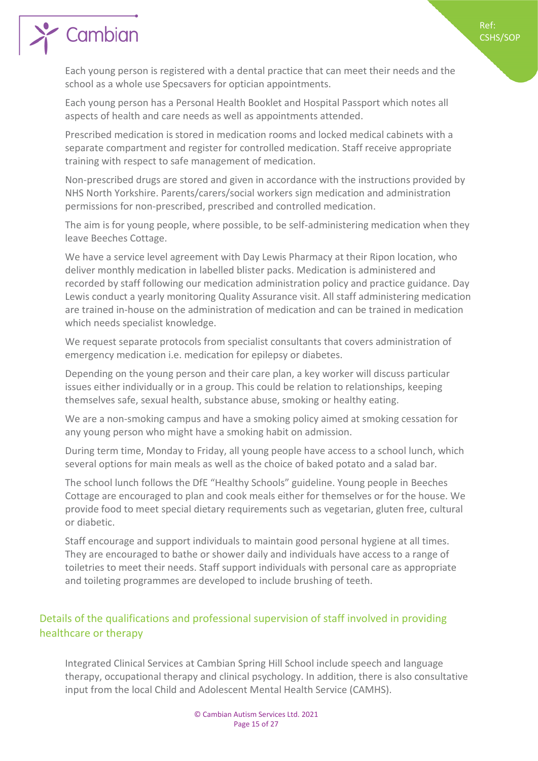Each young person is registered with a dental practice that can meet their needs and the school as a whole use Specsavers for optician appointments.

Each young person has a Personal Health Booklet and Hospital Passport which notes all aspects of health and care needs as well as appointments attended.

Prescribed medication is stored in medication rooms and locked medical cabinets with a separate compartment and register for controlled medication. Staff receive appropriate training with respect to safe management of medication.

Non-prescribed drugs are stored and given in accordance with the instructions provided by NHS North Yorkshire. Parents/carers/social workers sign medication and administration permissions for non-prescribed, prescribed and controlled medication.

The aim is for young people, where possible, to be self-administering medication when they leave Beeches Cottage.

We have a service level agreement with Day Lewis Pharmacy at their Ripon location, who deliver monthly medication in labelled blister packs. Medication is administered and recorded by staff following our medication administration policy and practice guidance. Day Lewis conduct a yearly monitoring Quality Assurance visit. All staff administering medication are trained in-house on the administration of medication and can be trained in medication which needs specialist knowledge.

We request separate protocols from specialist consultants that covers administration of emergency medication i.e. medication for epilepsy or diabetes.

Depending on the young person and their care plan, a key worker will discuss particular issues either individually or in a group. This could be relation to relationships, keeping themselves safe, sexual health, substance abuse, smoking or healthy eating.

We are a non-smoking campus and have a smoking policy aimed at smoking cessation for any young person who might have a smoking habit on admission.

During term time, Monday to Friday, all young people have access to a school lunch, which several options for main meals as well as the choice of baked potato and a salad bar.

The school lunch follows the DfE "Healthy Schools" guideline. Young people in Beeches Cottage are encouraged to plan and cook meals either for themselves or for the house. We provide food to meet special dietary requirements such as vegetarian, gluten free, cultural or diabetic.

Staff encourage and support individuals to maintain good personal hygiene at all times. They are encouraged to bathe or shower daily and individuals have access to a range of toiletries to meet their needs. Staff support individuals with personal care as appropriate and toileting programmes are developed to include brushing of teeth.

## Details of the qualifications and professional supervision of staff involved in providing healthcare or therapy

Integrated Clinical Services at Cambian Spring Hill School include speech and language therapy, occupational therapy and clinical psychology. In addition, there is also consultative input from the local Child and Adolescent Mental Health Service (CAMHS).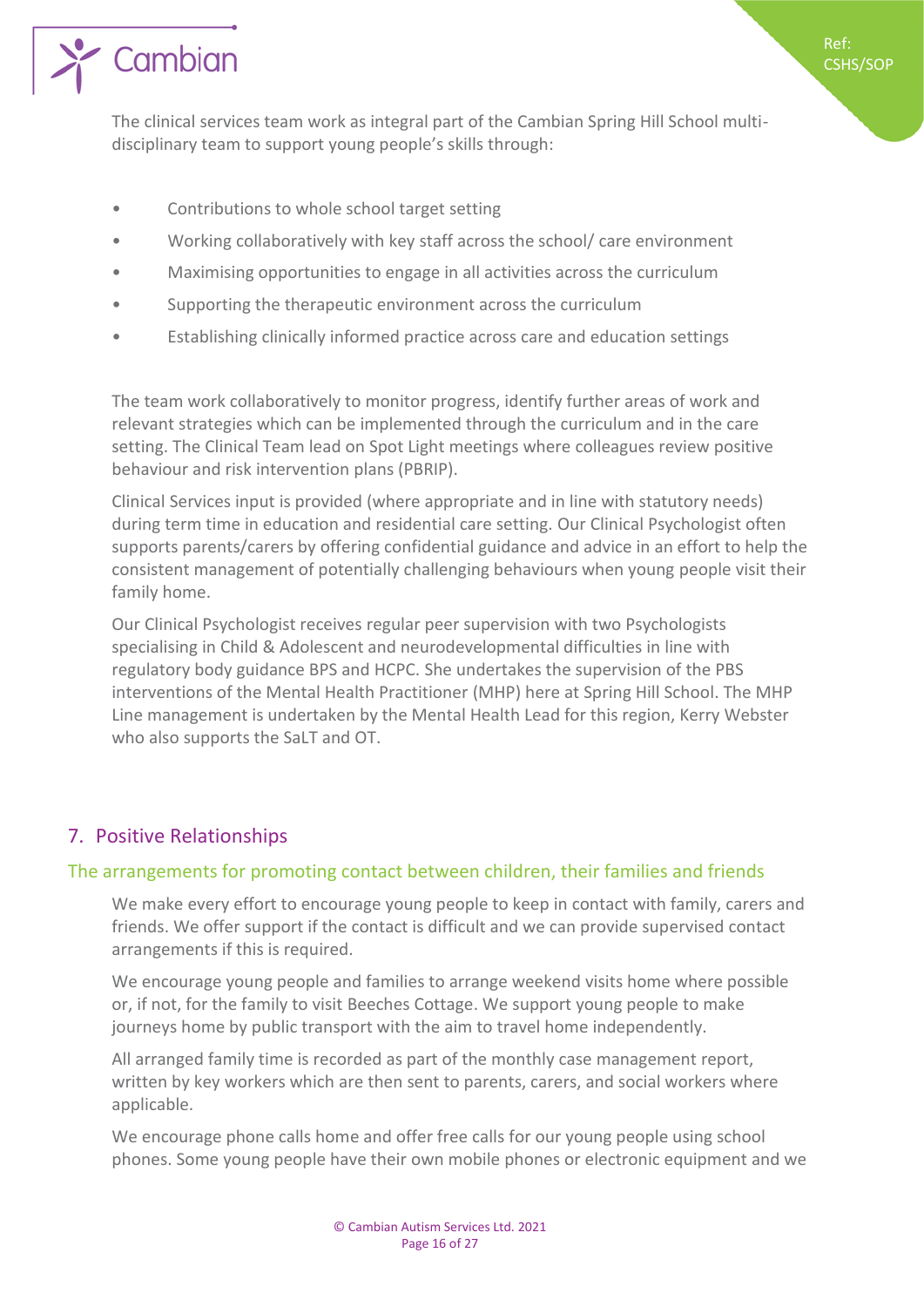The clinical services team work as integral part of the Cambian Spring Hill School multi-disciplinary team to support young people's skills through:

- Contributions to whole school target setting
- Working collaboratively with key staff across the school/ care environment
- Maximising opportunities to engage in all activities across the curriculum
- Supporting the therapeutic environment across the curriculum
- Establishing clinically informed practice across care and education settings

The team work collaboratively to monitor progress, identify further areas of work and relevant strategies which can be implemented through the curriculum and in the care setting. The Clinical Team lead on Spot Light meetings where colleagues review positive behaviour and risk intervention plans (PBRIP).

Clinical Services input is provided (where appropriate and in line with statutory needs) during term time in education and residential care setting. Our Clinical Psychologist often supports parents/carers by offering confidential guidance and advice in an effort to help the consistent management of potentially challenging behaviours when young people visit their family home.

Our Clinical Psychologist receives regular peer supervision with two Psychologists specialising in Child & Adolescent and neurodevelopmental difficulties in line with regulatory body guidance BPS and HCPC. She undertakes the supervision of the PBS interventions of the Mental Health Practitioner (MHP) here at Spring Hill School. The MHP Line management is undertaken by the Mental Health Lead for this region, Kerry Webster who also supports the SaLT and OT.

## 7. Positive Relationships

### The arrangements for promoting contact between children, their families and friends

We make every effort to encourage young people to keep in contact with family, carers and friends. We offer support if the contact is difficult and we can provide supervised contact arrangements if this is required.

We encourage young people and families to arrange weekend visits home where possible or, if not, for the family to visit Beeches Cottage. We support young people to make journeys home by public transport with the aim to travel home independently.

All arranged family time is recorded as part of the monthly case management report, written by key workers which are then sent to parents, carers, and social workers where applicable.

We encourage phone calls home and offer free calls for our young people using school phones. Some young people have their own mobile phones or electronic equipment and we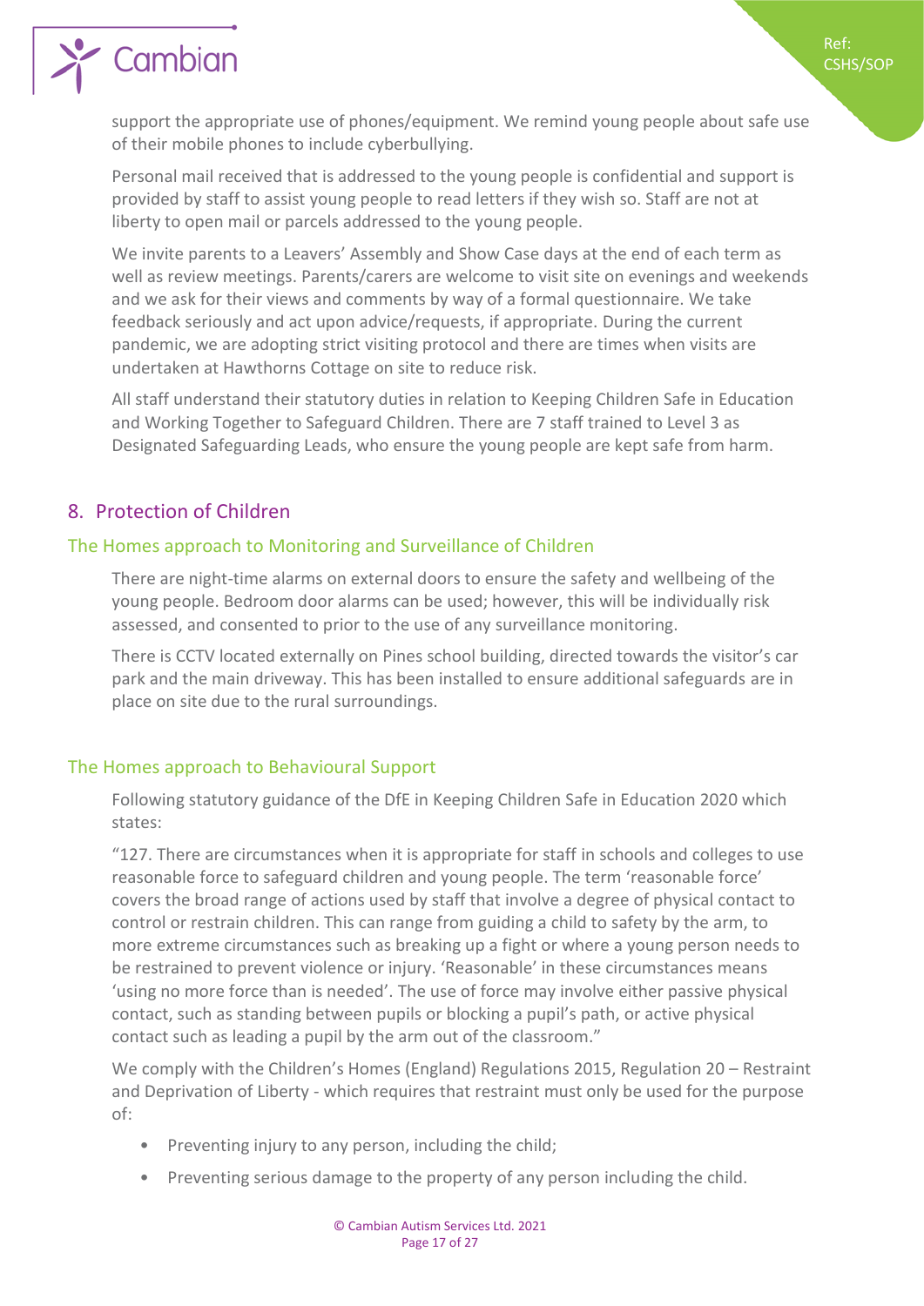support the appropriate use of phones/equipment. We remind young people about safe use of their mobile phones to include cyberbullying.

Personal mail received that is addressed to the young people is confidential and support is provided by staff to assist young people to read letters if they wish so. Staff are not at liberty to open mail or parcels addressed to the young people.

We invite parents to a Leavers' Assembly and Show Case days at the end of each term as well as review meetings. Parents/carers are welcome to visit site on evenings and weekends and we ask for their views and comments by way of a formal questionnaire. We take feedback seriously and act upon advice/requests, if appropriate. During the current pandemic, we are adopting strict visiting protocol and there are times when visits are undertaken at Hawthorns Cottage on site to reduce risk.

All staff understand their statutory duties in relation to Keeping Children Safe in Education and Working Together to Safeguard Children. There are 7 staff trained to Level 3 as Designated Safeguarding Leads, who ensure the young people are kept safe from harm.

## 8. Protection of Children

### The Homes approach to Monitoring and Surveillance of Children

There are night-time alarms on external doors to ensure the safety and wellbeing of the young people. Bedroom door alarms can be used; however, this will be individually risk assessed, and consented to prior to the use of any surveillance monitoring.

There is CCTV located externally on Pines school building, directed towards the visitor's car park and the main driveway. This has been installed to ensure additional safeguards are in place on site due to the rural surroundings.

### The Homes approach to Behavioural Support

Following statutory guidance of the DfE in Keeping Children Safe in Education 2020 which states:

"127. There are circumstances when it is appropriate for staff in schools and colleges to use reasonable force to safeguard children and young people. The term 'reasonable force' covers the broad range of actions used by staff that involve a degree of physical contact to control or restrain children. This can range from guiding a child to safety by the arm, to more extreme circumstances such as breaking up a fight or where a young person needs to be restrained to prevent violence or injury. 'Reasonable' in these circumstances means 'using no more force than is needed'. The use of force may involve either passive physical contact, such as standing between pupils or blocking a pupil's path, or active physical contact such as leading a pupil by the arm out of the classroom."

We comply with the Children's Homes (England) Regulations 2015, Regulation 20 – Restraint and Deprivation of Liberty - which requires that restraint must only be used for the purpose of:

- Preventing injury to any person, including the child;
- Preventing serious damage to the property of any person including the child.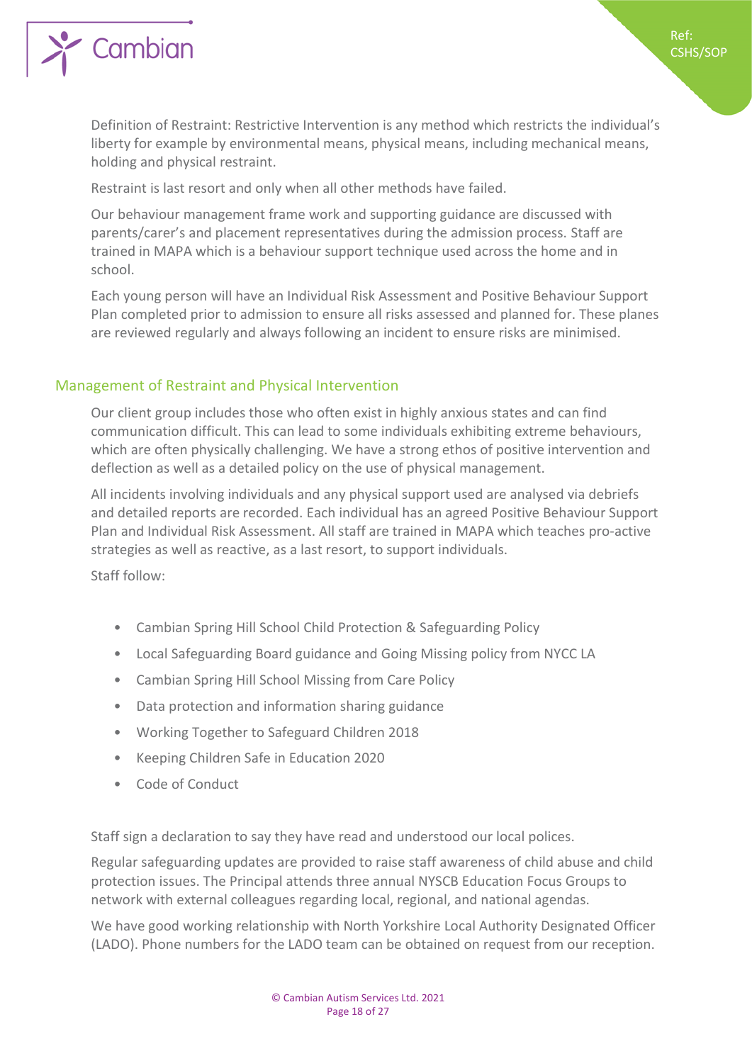Definition of Restraint: Restrictive Intervention is any method which restricts the individual's liberty for example by environmental means, physical means, including mechanical means, holding and physical restraint.

Restraint is last resort and only when all other methods have failed.

Our behaviour management frame work and supporting guidance are discussed with parents/carer's and placement representatives during the admission process. Staff are trained in MAPA which is a behaviour support technique used across the home and in school.

Each young person will have an Individual Risk Assessment and Positive Behaviour Support Plan completed prior to admission to ensure all risks assessed and planned for. These planes are reviewed regularly and always following an incident to ensure risks are minimised.

## Management of Restraint and Physical Intervention

Our client group includes those who often exist in highly anxious states and can find communication difficult. This can lead to some individuals exhibiting extreme behaviours, which are often physically challenging. We have a strong ethos of positive intervention and deflection as well as a detailed policy on the use of physical management.

All incidents involving individuals and any physical support used are analysed via debriefs and detailed reports are recorded. Each individual has an agreed Positive Behaviour Support Plan and Individual Risk Assessment. All staff are trained in MAPA which teaches pro-active strategies as well as reactive, as a last resort, to support individuals.

Staff follow:

- Cambian Spring Hill School Child Protection & Safeguarding Policy
- Local Safeguarding Board guidance and Going Missing policy from NYCC LA
- Cambian Spring Hill School Missing from Care Policy
- Data protection and information sharing guidance
- Working Together to Safeguard Children 2018
- Keeping Children Safe in Education 2020
- Code of Conduct

Staff sign a declaration to say they have read and understood our local polices.

Regular safeguarding updates are provided to raise staff awareness of child abuse and child protection issues. The Principal attends three annual NYSCB Education Focus Groups to network with external colleagues regarding local, regional, and national agendas.

We have good working relationship with North Yorkshire Local Authority Designated Officer (LADO). Phone numbers for the LADO team can be obtained on request from our reception.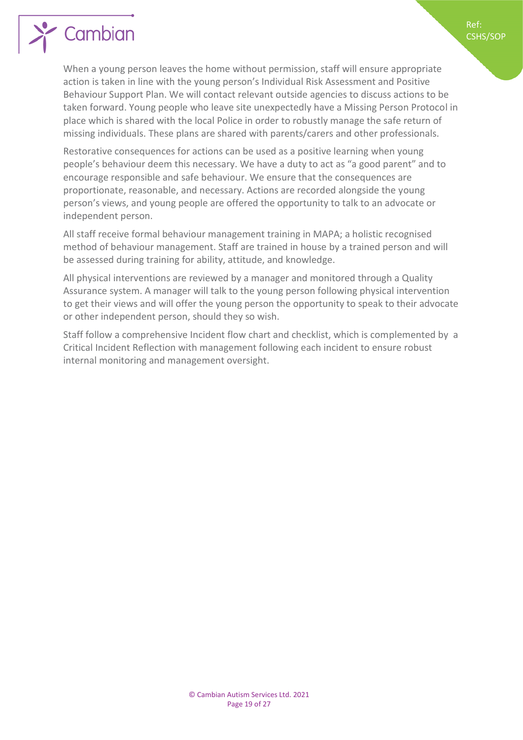When a young person leaves the home without permission, staff will ensure appropriate action is taken in line with the young person's Individual Risk Assessment and Positive Behaviour Support Plan. We will contact relevant outside agencies to discuss actions to be taken forward. Young people who leave site unexpectedly have a Missing Person Protocol in place which is shared with the local Police in order to robustly manage the safe return of missing individuals. These plans are shared with parents/carers and other professionals.

Restorative consequences for actions can be used as a positive learning when young people's behaviour deem this necessary. We have a duty to act as "a good parent" and to encourage responsible and safe behaviour. We ensure that the consequences are proportionate, reasonable, and necessary. Actions are recorded alongside the young person's views, and young people are offered the opportunity to talk to an advocate or independent person.

All staff receive formal behaviour management training in MAPA; a holistic recognised method of behaviour management. Staff are trained in house by a trained person and will be assessed during training for ability, attitude, and knowledge.

All physical interventions are reviewed by a manager and monitored through a Quality Assurance system. A manager will talk to the young person following physical intervention to get their views and will offer the young person the opportunity to speak to their advocate or other independent person, should they so wish.

Staff follow a comprehensive Incident flow chart and checklist, which is complemented by a Critical Incident Reflection with management following each incident to ensure robust internal monitoring and management oversight.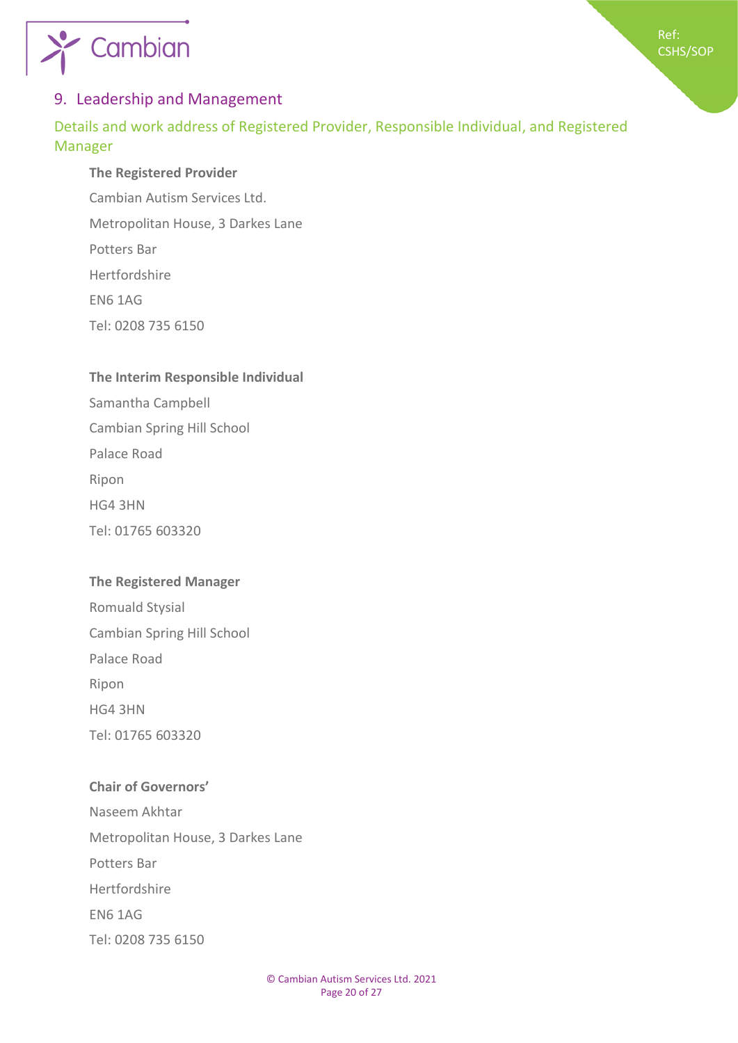## 9. Leadership and Management

### Details and work address of Registered Provider, Responsible Individual, and Registered Manager

**The Registered Provider**

Cambian Autism Services Ltd.

Metropolitan House, 3 Darkes Lane

Potters Bar

Hertfordshire

EN6 1AG

Tel: 0208 735 6150

**The Interim Responsible Individual**

Samantha Campbell

Cambian Spring Hill School

Palace Road

Ripon

HG4 3HN

Tel: 01765 603320

**The Registered Manager**

Romuald Stysial

Cambian Spring Hill School

Palace Road

Ripon

HG4 3HN

Tel: 01765 603320

**Chair of Governors'**

Naseem Akhtar

Metropolitan House, 3 Darkes Lane

Potters Bar

Hertfordshire

EN6 1AG

Tel: 0208 735 6150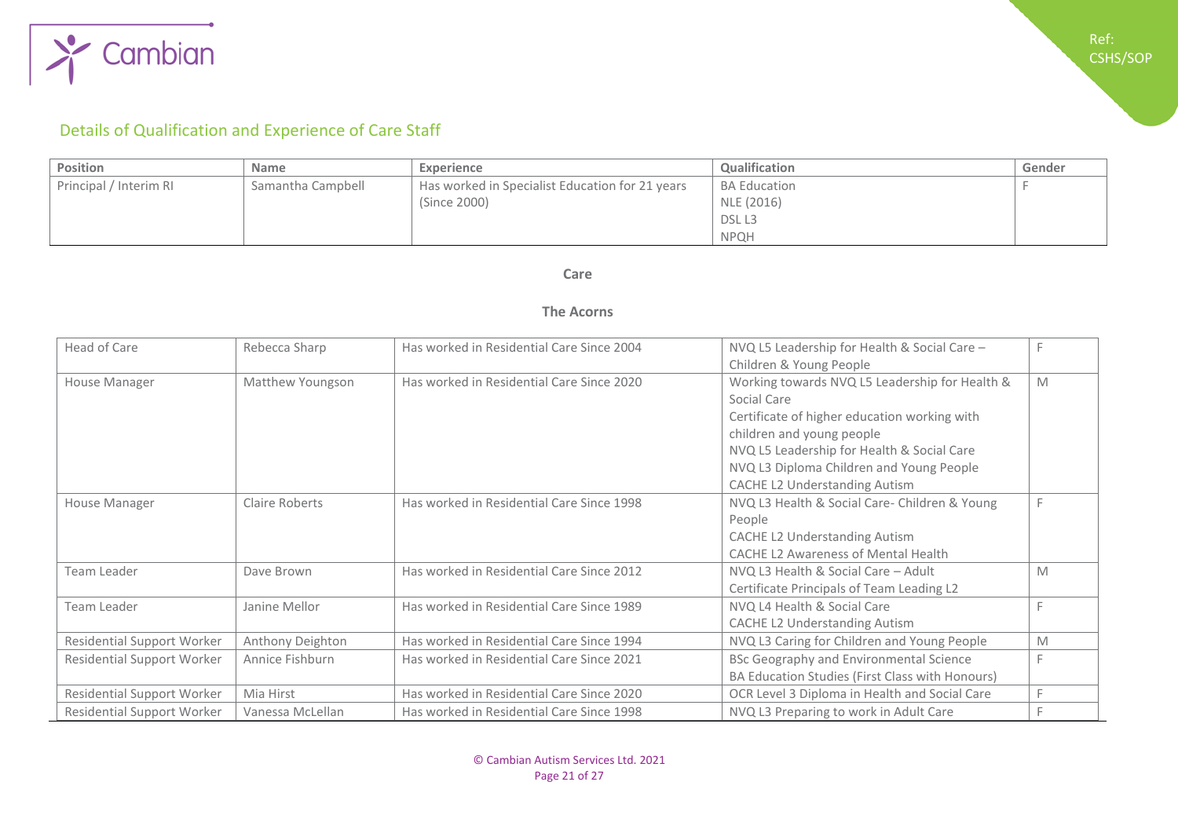## Details of Qualification and Experience of Care Staff

| Position | Name | Experience | Qualification | Gender |
|---|---|---|---|---|
| Principal / Interim RI | Samantha Campbell | Has worked in Specialist Education for 21 years (Since 2000) | BA Education<br>NLE (2016)<br>DSL L3<br>NPQH | F |

**Care**

**The Acorns**

| | | | | |
|---|---|---|---|---|
| Head of Care | Rebecca Sharp | Has worked in Residential Care Since 2004 | NVQ L5 Leadership for Health & Social Care – Children & Young People | F |
| House Manager | Matthew Youngson | Has worked in Residential Care Since 2020 | Working towards NVQ L5 Leadership for Health & Social Care<br>Certificate of higher education working with children and young people<br>NVQ L5 Leadership for Health & Social Care<br>NVQ L3 Diploma Children and Young People<br>CACHE L2 Understanding Autism | M |
| House Manager | Claire Roberts | Has worked in Residential Care Since 1998 | NVQ L3 Health & Social Care- Children & Young People<br>CACHE L2 Understanding Autism<br>CACHE L2 Awareness of Mental Health | F |
| Team Leader | Dave Brown | Has worked in Residential Care Since 2012 | NVQ L3 Health & Social Care – Adult<br>Certificate Principals of Team Leading L2 | M |
| Team Leader | Janine Mellor | Has worked in Residential Care Since 1989 | NVQ L4 Health & Social Care<br>CACHE L2 Understanding Autism | F |
| Residential Support Worker | Anthony Deighton | Has worked in Residential Care Since 1994 | NVQ L3 Caring for Children and Young People | M |
| Residential Support Worker | Annice Fishburn | Has worked in Residential Care Since 2021 | BSc Geography and Environmental Science<br>BA Education Studies (First Class with Honours) | F |
| Residential Support Worker | Mia Hirst | Has worked in Residential Care Since 2020 | OCR Level 3 Diploma in Health and Social Care | F |
| Residential Support Worker | Vanessa McLellan | Has worked in Residential Care Since 1998 | NVQ L3 Preparing to work in Adult Care | F |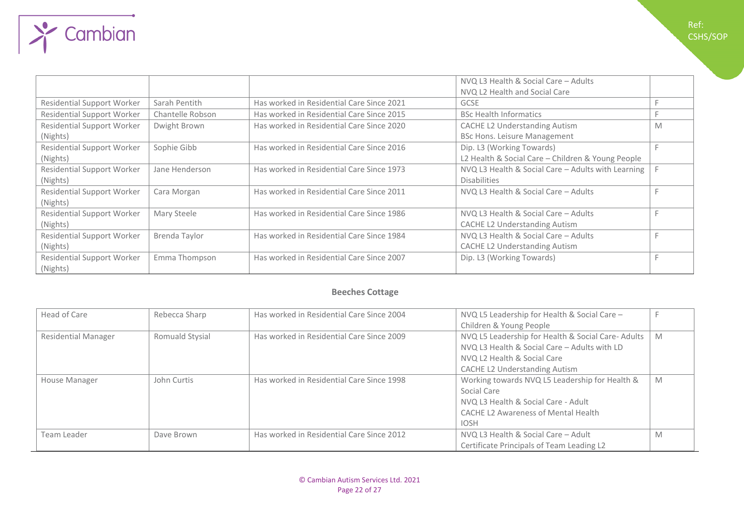| | | | | |
|---|---|---|---|---|
| | | | NVQ L3 Health & Social Care – Adults<br>NVQ L2 Health and Social Care | |
| Residential Support Worker | Sarah Pentith | Has worked in Residential Care Since 2021 | GCSE | F |
| Residential Support Worker | Chantelle Robson | Has worked in Residential Care Since 2015 | BSc Health Informatics | F |
| Residential Support Worker (Nights) | Dwight Brown | Has worked in Residential Care Since 2020 | CACHE L2 Understanding Autism<br>BSc Hons. Leisure Management | M |
| Residential Support Worker (Nights) | Sophie Gibb | Has worked in Residential Care Since 2016 | Dip. L3 (Working Towards)<br>L2 Health & Social Care – Children & Young People | F |
| Residential Support Worker (Nights) | Jane Henderson | Has worked in Residential Care Since 1973 | NVQ L3 Health & Social Care – Adults with Learning Disabilities | F |
| Residential Support Worker (Nights) | Cara Morgan | Has worked in Residential Care Since 2011 | NVQ L3 Health & Social Care – Adults | F |
| Residential Support Worker (Nights) | Mary Steele | Has worked in Residential Care Since 1986 | NVQ L3 Health & Social Care – Adults<br>CACHE L2 Understanding Autism | F |
| Residential Support Worker (Nights) | Brenda Taylor | Has worked in Residential Care Since 1984 | NVQ L3 Health & Social Care – Adults<br>CACHE L2 Understanding Autism | F |
| Residential Support Worker (Nights) | Emma Thompson | Has worked in Residential Care Since 2007 | Dip. L3 (Working Towards) | F |

**Beeches Cottage**

| | | | | |
|---|---|---|---|---|
| Head of Care | Rebecca Sharp | Has worked in Residential Care Since 2004 | NVQ L5 Leadership for Health & Social Care – Children & Young People | F |
| Residential Manager | Romuald Stysial | Has worked in Residential Care Since 2009 | NVQ L5 Leadership for Health & Social Care- Adults<br>NVQ L3 Health & Social Care – Adults with LD<br>NVQ L2 Health & Social Care<br>CACHE L2 Understanding Autism | M |
| House Manager | John Curtis | Has worked in Residential Care Since 1998 | Working towards NVQ L5 Leadership for Health & Social Care<br>NVQ L3 Health & Social Care - Adult<br>CACHE L2 Awareness of Mental Health<br>IOSH | M |
| Team Leader | Dave Brown | Has worked in Residential Care Since 2012 | NVQ L3 Health & Social Care – Adult<br>Certificate Principals of Team Leading L2 | M |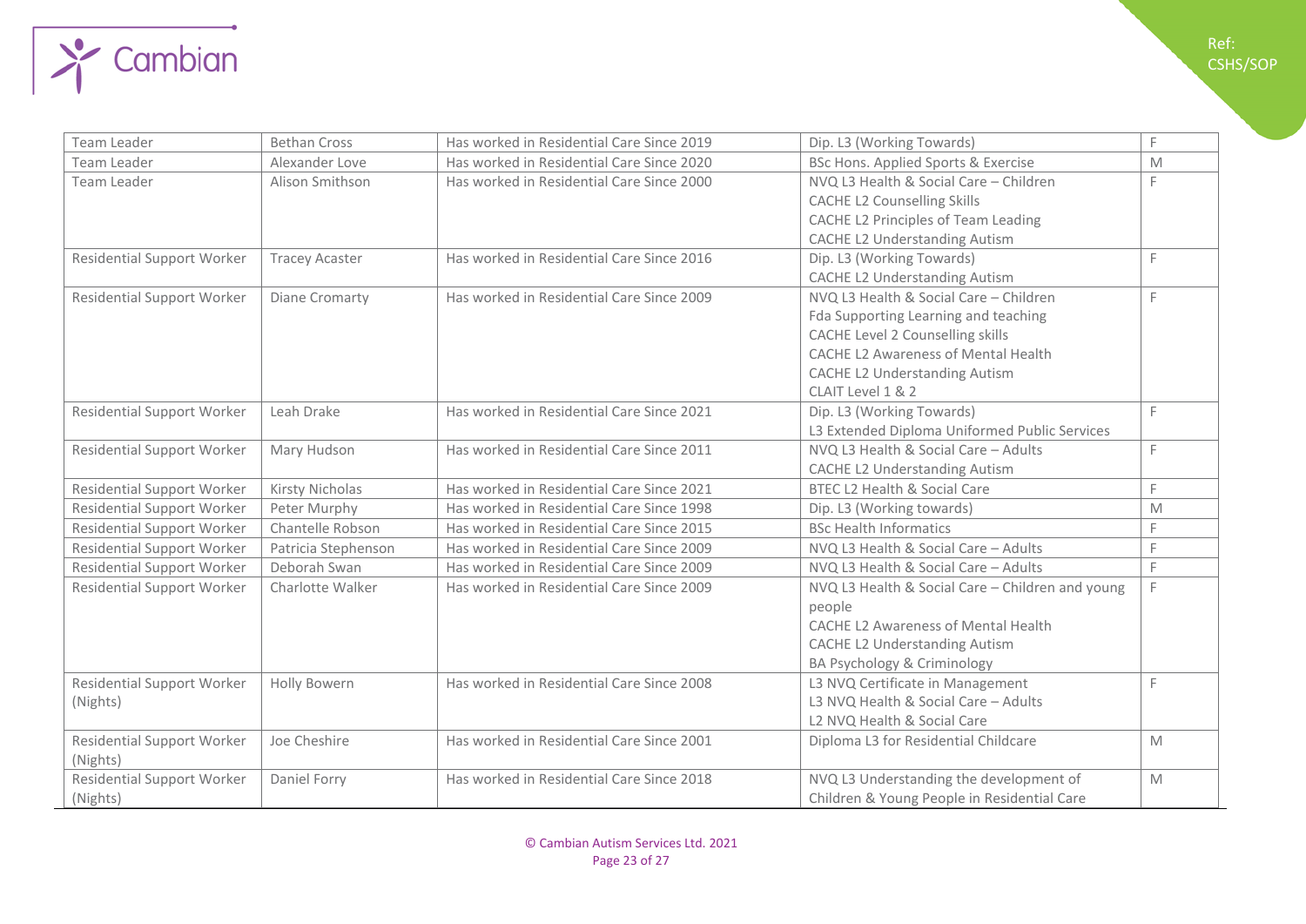| Team Leader | Bethan Cross | Has worked in Residential Care Since 2019 | Dip. L3 (Working Towards) | F |
|---|---|---|---|---|
| Team Leader | Alexander Love | Has worked in Residential Care Since 2020 | BSc Hons. Applied Sports & Exercise | M |
| Team Leader | Alison Smithson | Has worked in Residential Care Since 2000 | NVQ L3 Health & Social Care – Children<br>CACHE L2 Counselling Skills<br>CACHE L2 Principles of Team Leading<br>CACHE L2 Understanding Autism | F |
| Residential Support Worker | Tracey Acaster | Has worked in Residential Care Since 2016 | Dip. L3 (Working Towards)<br>CACHE L2 Understanding Autism | F |
| Residential Support Worker | Diane Cromarty | Has worked in Residential Care Since 2009 | NVQ L3 Health & Social Care – Children<br>Fda Supporting Learning and teaching<br>CACHE Level 2 Counselling skills<br>CACHE L2 Awareness of Mental Health<br>CACHE L2 Understanding Autism<br>CLAIT Level 1 & 2 | F |
| Residential Support Worker | Leah Drake | Has worked in Residential Care Since 2021 | Dip. L3 (Working Towards)<br>L3 Extended Diploma Uniformed Public Services | F |
| Residential Support Worker | Mary Hudson | Has worked in Residential Care Since 2011 | NVQ L3 Health & Social Care – Adults<br>CACHE L2 Understanding Autism | F |
| Residential Support Worker | Kirsty Nicholas | Has worked in Residential Care Since 2021 | BTEC L2 Health & Social Care | F |
| Residential Support Worker | Peter Murphy | Has worked in Residential Care Since 1998 | Dip. L3 (Working towards) | M |
| Residential Support Worker | Chantelle Robson | Has worked in Residential Care Since 2015 | BSc Health Informatics | F |
| Residential Support Worker | Patricia Stephenson | Has worked in Residential Care Since 2009 | NVQ L3 Health & Social Care – Adults | F |
| Residential Support Worker | Deborah Swan | Has worked in Residential Care Since 2009 | NVQ L3 Health & Social Care – Adults | F |
| Residential Support Worker | Charlotte Walker | Has worked in Residential Care Since 2009 | NVQ L3 Health & Social Care – Children and young people<br>CACHE L2 Awareness of Mental Health<br>CACHE L2 Understanding Autism<br>BA Psychology & Criminology | F |
| Residential Support Worker (Nights) | Holly Bowern | Has worked in Residential Care Since 2008 | L3 NVQ Certificate in Management<br>L3 NVQ Health & Social Care – Adults<br>L2 NVQ Health & Social Care | F |
| Residential Support Worker (Nights) | Joe Cheshire | Has worked in Residential Care Since 2001 | Diploma L3 for Residential Childcare | M |
| Residential Support Worker (Nights) | Daniel Forry | Has worked in Residential Care Since 2018 | NVQ L3 Understanding the development of Children & Young People in Residential Care | M |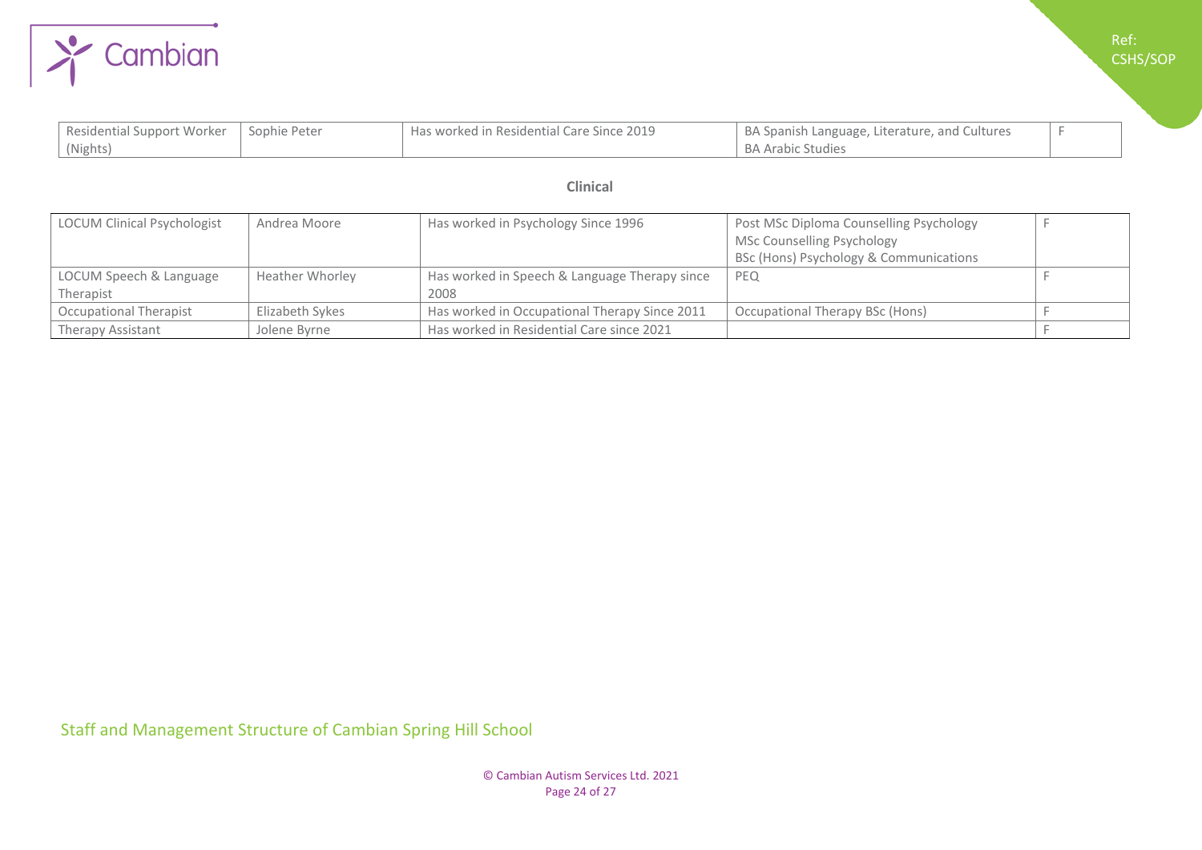| | | | | |
|---|---|---|---|---|
| Residential Support Worker (Nights) | Sophie Peter | Has worked in Residential Care Since 2019 | BA Spanish Language, Literature, and Cultures<br>BA Arabic Studies | F |

**Clinical**

| | | | | |
|---|---|---|---|---|
| LOCUM Clinical Psychologist | Andrea Moore | Has worked in Psychology Since 1996 | Post MSc Diploma Counselling Psychology<br>MSc Counselling Psychology<br>BSc (Hons) Psychology & Communications | F |
| LOCUM Speech & Language Therapist | Heather Whorley | Has worked in Speech & Language Therapy since 2008 | PEQ | F |
| Occupational Therapist | Elizabeth Sykes | Has worked in Occupational Therapy Since 2011 | Occupational Therapy BSc (Hons) | F |
| Therapy Assistant | Jolene Byrne | Has worked in Residential Care since 2021 | | F |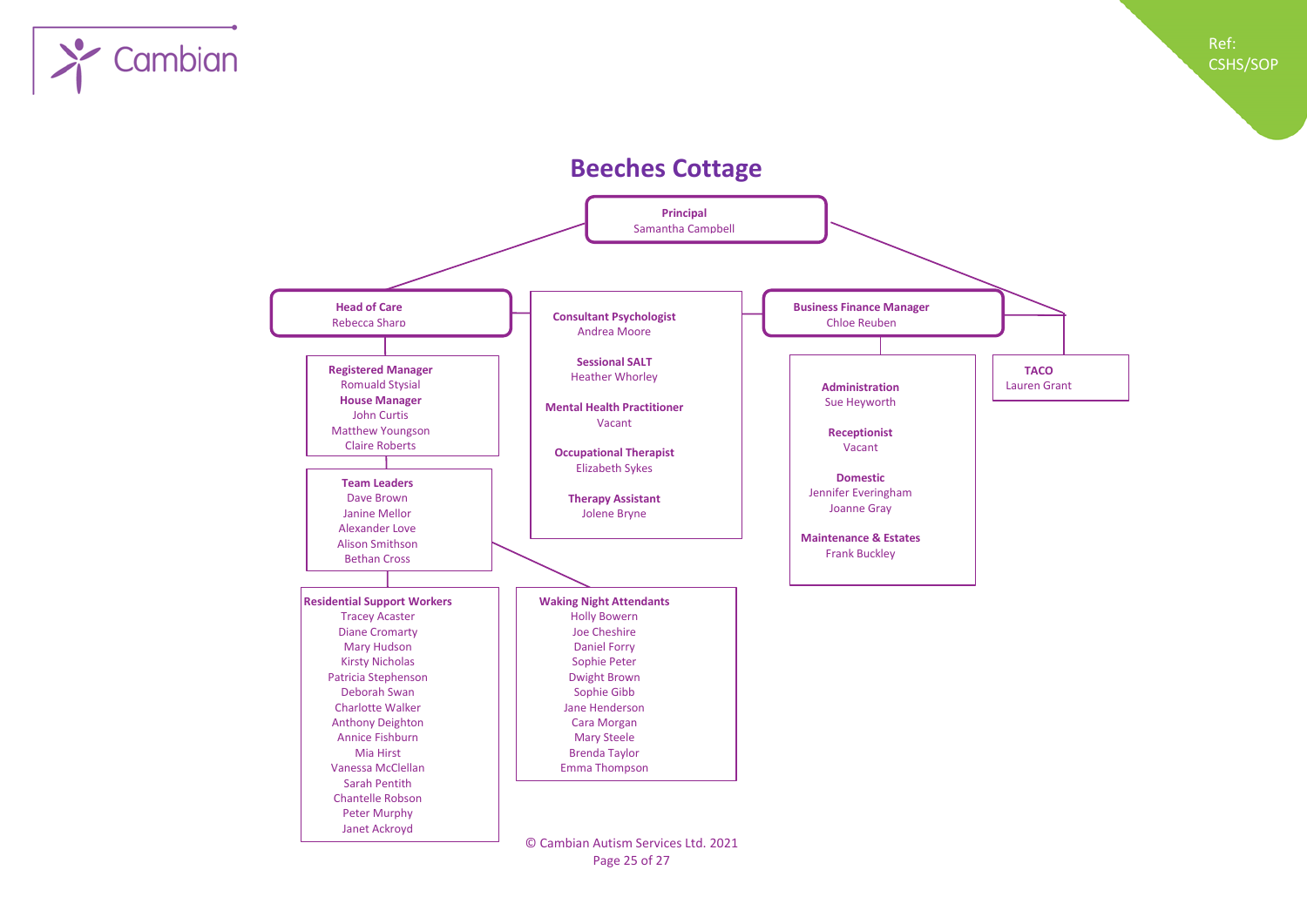## Beeches Cottage

**Principal**
Samantha Campbell

**Head of Care**
Rebecca Sharp

**Registered Manager**
Romuald Stysial

**House Manager**
John Curtis
Matthew Youngson
Claire Roberts

**Team Leaders**
Dave Brown
Janine Mellor
Alexander Love
Alison Smithson
Bethan Cross

**Residential Support Workers**
Tracey Acaster
Diane Cromarty
Mary Hudson
Kirsty Nicholas
Patricia Stephenson
Deborah Swan
Charlotte Walker
Anthony Deighton
Annice Fishburn
Mia Hirst
Vanessa McClellan
Sarah Pentith
Chantelle Robson
Peter Murphy
Janet Ackroyd

**Waking Night Attendants**
Holly Bowern
Joe Cheshire
Daniel Forry
Sophie Peter
Dwight Brown
Sophie Gibb
Jane Henderson
Cara Morgan
Mary Steele
Brenda Taylor
Emma Thompson

**Consultant Psychologist**
Andrea Moore

**Sessional SALT**
Heather Whorley

**Mental Health Practitioner**
Vacant

**Occupational Therapist**
Elizabeth Sykes

**Therapy Assistant**
Jolene Bryne

**Business Finance Manager**
Chloe Reuben

**Administration**
Sue Heyworth

**Receptionist**
Vacant

**Domestic**
Jennifer Everingham
Joanne Gray

**Maintenance & Estates**
Frank Buckley

**TACO**
Lauren Grant

© Cambian Autism Services Ltd. 2021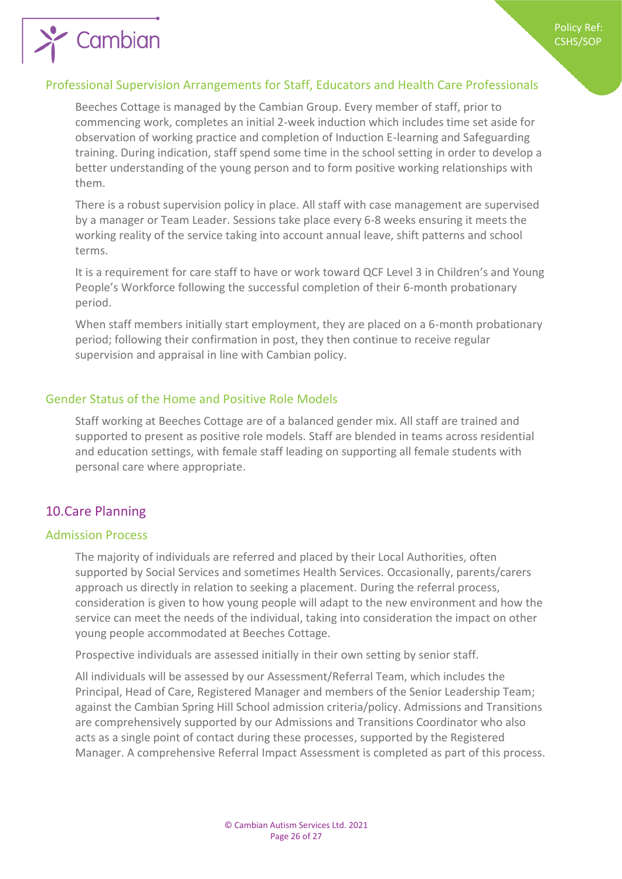### Professional Supervision Arrangements for Staff, Educators and Health Care Professionals

Beeches Cottage is managed by the Cambian Group. Every member of staff, prior to commencing work, completes an initial 2-week induction which includes time set aside for observation of working practice and completion of Induction E-learning and Safeguarding training. During indication, staff spend some time in the school setting in order to develop a better understanding of the young person and to form positive working relationships with them.

There is a robust supervision policy in place. All staff with case management are supervised by a manager or Team Leader. Sessions take place every 6-8 weeks ensuring it meets the working reality of the service taking into account annual leave, shift patterns and school terms.

It is a requirement for care staff to have or work toward QCF Level 3 in Children's and Young People's Workforce following the successful completion of their 6-month probationary period.

When staff members initially start employment, they are placed on a 6-month probationary period; following their confirmation in post, they then continue to receive regular supervision and appraisal in line with Cambian policy.

### Gender Status of the Home and Positive Role Models

Staff working at Beeches Cottage are of a balanced gender mix. All staff are trained and supported to present as positive role models. Staff are blended in teams across residential and education settings, with female staff leading on supporting all female students with personal care where appropriate.

## 10.Care Planning

### Admission Process

The majority of individuals are referred and placed by their Local Authorities, often supported by Social Services and sometimes Health Services. Occasionally, parents/carers approach us directly in relation to seeking a placement. During the referral process, consideration is given to how young people will adapt to the new environment and how the service can meet the needs of the individual, taking into consideration the impact on other young people accommodated at Beeches Cottage.

Prospective individuals are assessed initially in their own setting by senior staff.

All individuals will be assessed by our Assessment/Referral Team, which includes the Principal, Head of Care, Registered Manager and members of the Senior Leadership Team; against the Cambian Spring Hill School admission criteria/policy. Admissions and Transitions are comprehensively supported by our Admissions and Transitions Coordinator who also acts as a single point of contact during these processes, supported by the Registered Manager. A comprehensive Referral Impact Assessment is completed as part of this process.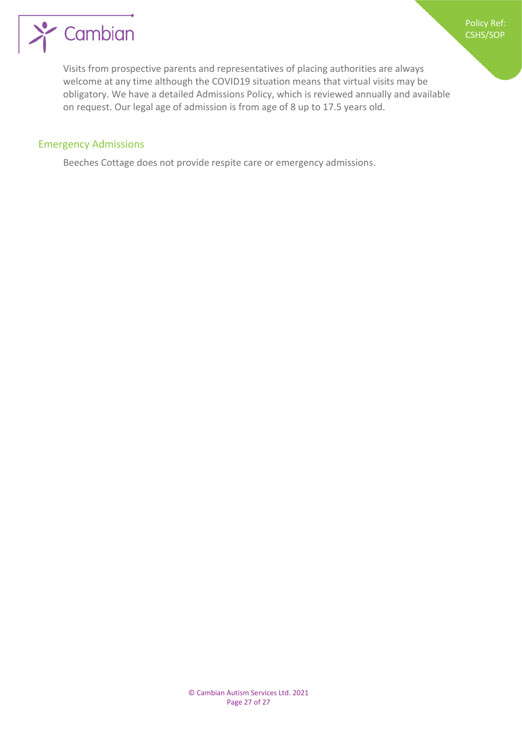Visits from prospective parents and representatives of placing authorities are always welcome at any time although the COVID19 situation means that virtual visits may be obligatory. We have a detailed Admissions Policy, which is reviewed annually and available on request. Our legal age of admission is from age of 8 up to 17.5 years old.

## Emergency Admissions

Beeches Cottage does not provide respite care or emergency admissions.